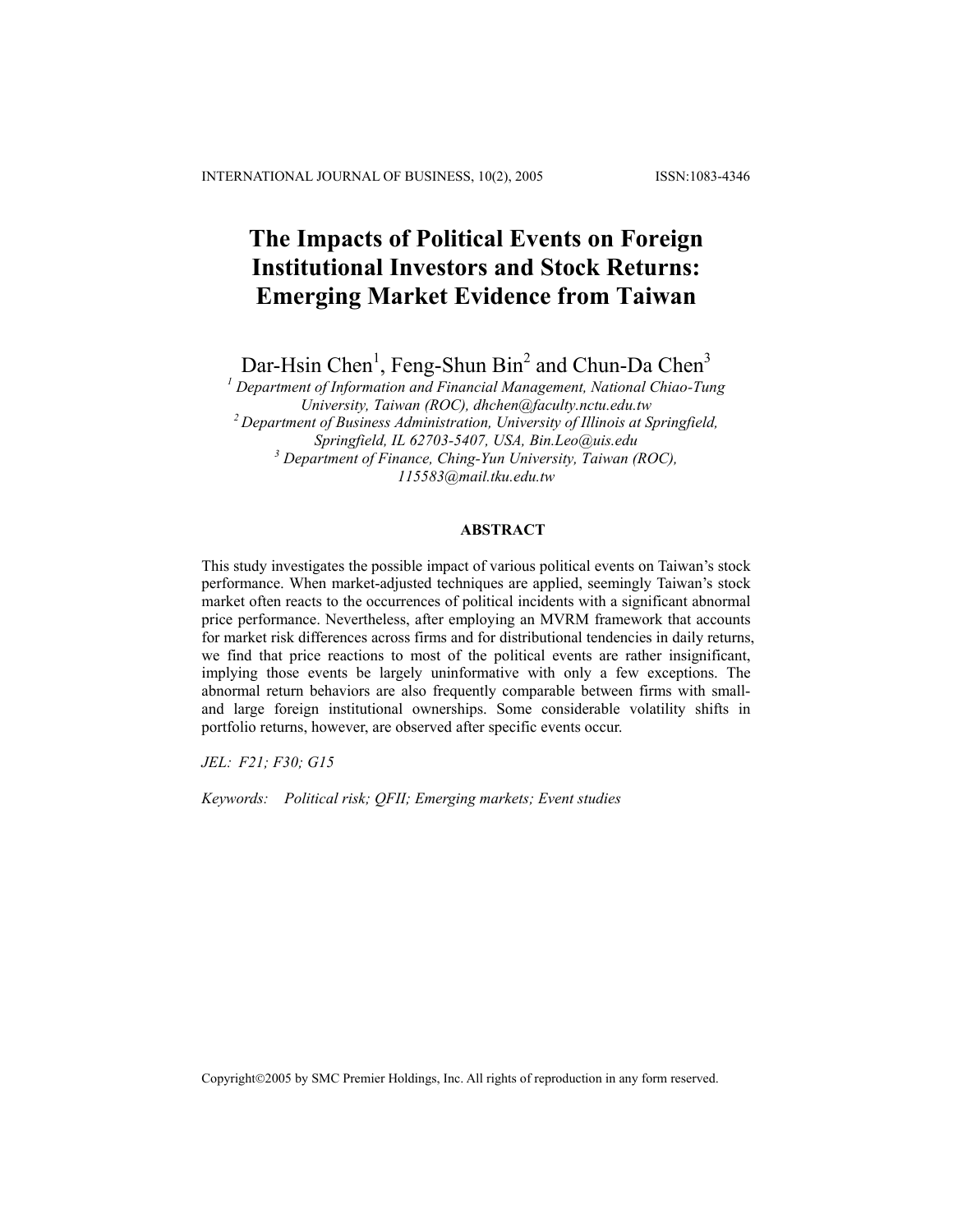# The Impacts of Political Events on Foreign Institutional Investors and Stock Returns: Emerging Market Evidence from Taiwan

Dar-Hsin Chen[1], Feng-Shun Bin[2] and Chun-Da Chen[3]

[1] *Department of Information and Financial Management, National Chiao-Tung University, Taiwan (ROC), dhchen@faculty.nctu.edu.tw*

[2] *Department of Business Administration, University of Illinois at Springfield, Springfield, IL 62703-5407, USA, Bin.Leo@uis.edu*

[3] *Department of Finance, Ching-Yun University, Taiwan (ROC), 115583@mail.tku.edu.tw*

## ABSTRACT

This study investigates the possible impact of various political events on Taiwan's stock performance. When market-adjusted techniques are applied, seemingly Taiwan's stock market often reacts to the occurrences of political incidents with a significant abnormal price performance. Nevertheless, after employing an MVRM framework that accounts for market risk differences across firms and for distributional tendencies in daily returns, we find that price reactions to most of the political events are rather insignificant, implying those events be largely uninformative with only a few exceptions. The abnormal return behaviors are also frequently comparable between firms with small- and large foreign institutional ownerships. Some considerable volatility shifts in portfolio returns, however, are observed after specific events occur.

*JEL: F21; F30; G15*

*Keywords: Political risk; QFII; Emerging markets; Event studies*

Copyright©2005 by SMC Premier Holdings, Inc. All rights of reproduction in any form reserved.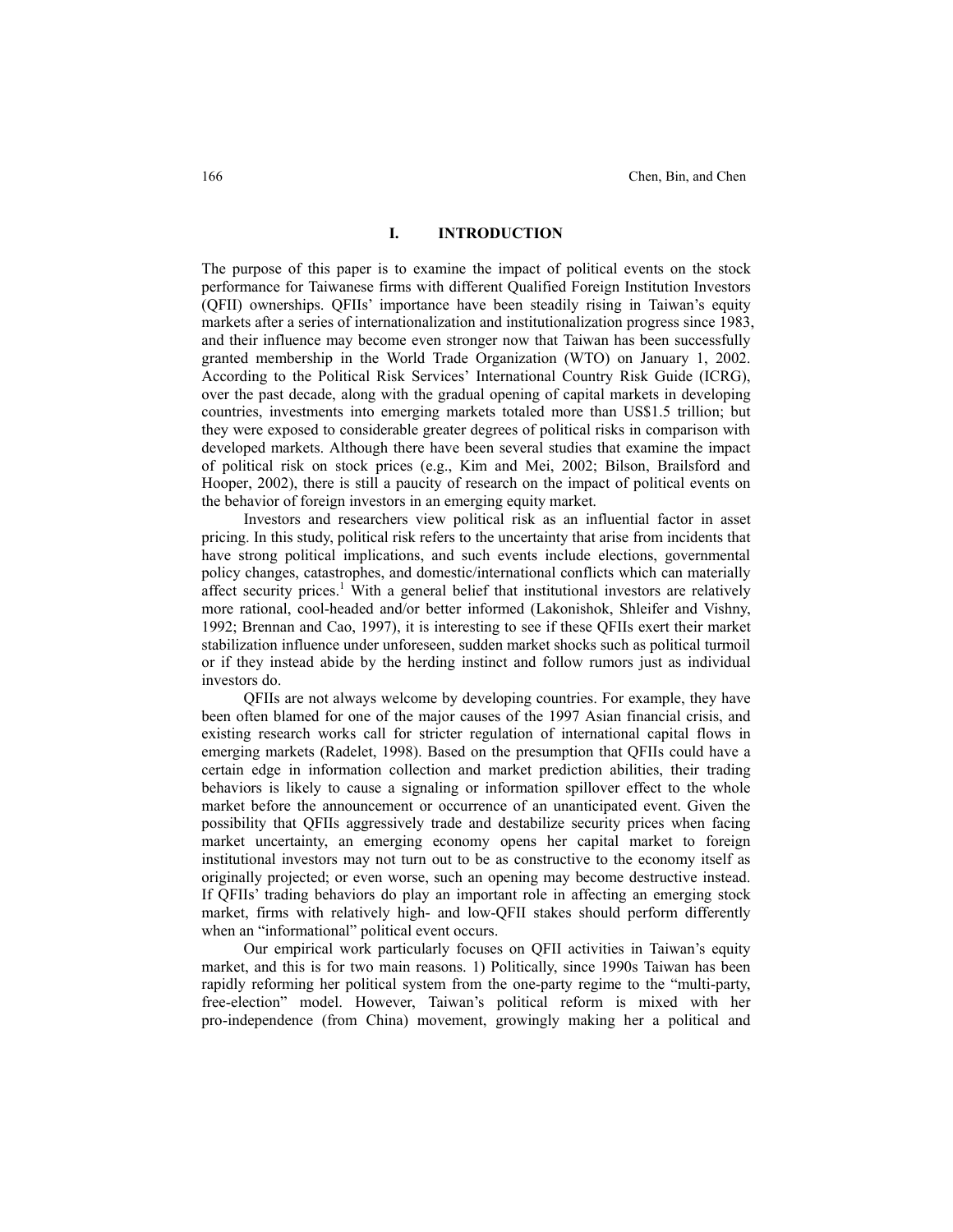# I. INTRODUCTION

The purpose of this paper is to examine the impact of political events on the stock performance for Taiwanese firms with different Qualified Foreign Institution Investors (QFII) ownerships. QFIIs' importance have been steadily rising in Taiwan's equity markets after a series of internationalization and institutionalization progress since 1983, and their influence may become even stronger now that Taiwan has been successfully granted membership in the World Trade Organization (WTO) on January 1, 2002. According to the Political Risk Services' International Country Risk Guide (ICRG), over the past decade, along with the gradual opening of capital markets in developing countries, investments into emerging markets totaled more than US$1.5 trillion; but they were exposed to considerable greater degrees of political risks in comparison with developed markets. Although there have been several studies that examine the impact of political risk on stock prices (e.g., Kim and Mei, 2002; Bilson, Brailsford and Hooper, 2002), there is still a paucity of research on the impact of political events on the behavior of foreign investors in an emerging equity market.

Investors and researchers view political risk as an influential factor in asset pricing. In this study, political risk refers to the uncertainty that arise from incidents that have strong political implications, and such events include elections, governmental policy changes, catastrophes, and domestic/international conflicts which can materially affect security prices.[1] With a general belief that institutional investors are relatively more rational, cool-headed and/or better informed (Lakonishok, Shleifer and Vishny, 1992; Brennan and Cao, 1997), it is interesting to see if these QFIIs exert their market stabilization influence under unforeseen, sudden market shocks such as political turmoil or if they instead abide by the herding instinct and follow rumors just as individual investors do.

QFIIs are not always welcome by developing countries. For example, they have been often blamed for one of the major causes of the 1997 Asian financial crisis, and existing research works call for stricter regulation of international capital flows in emerging markets (Radelet, 1998). Based on the presumption that QFIIs could have a certain edge in information collection and market prediction abilities, their trading behaviors is likely to cause a signaling or information spillover effect to the whole market before the announcement or occurrence of an unanticipated event. Given the possibility that QFIIs aggressively trade and destabilize security prices when facing market uncertainty, an emerging economy opens her capital market to foreign institutional investors may not turn out to be as constructive to the economy itself as originally projected; or even worse, such an opening may become destructive instead. If QFIIs' trading behaviors do play an important role in affecting an emerging stock market, firms with relatively high- and low-QFII stakes should perform differently when an "informational" political event occurs.

Our empirical work particularly focuses on QFII activities in Taiwan's equity market, and this is for two main reasons. 1) Politically, since 1990s Taiwan has been rapidly reforming her political system from the one-party regime to the "multi-party, free-election" model. However, Taiwan's political reform is mixed with her pro-independence (from China) movement, growingly making her a political and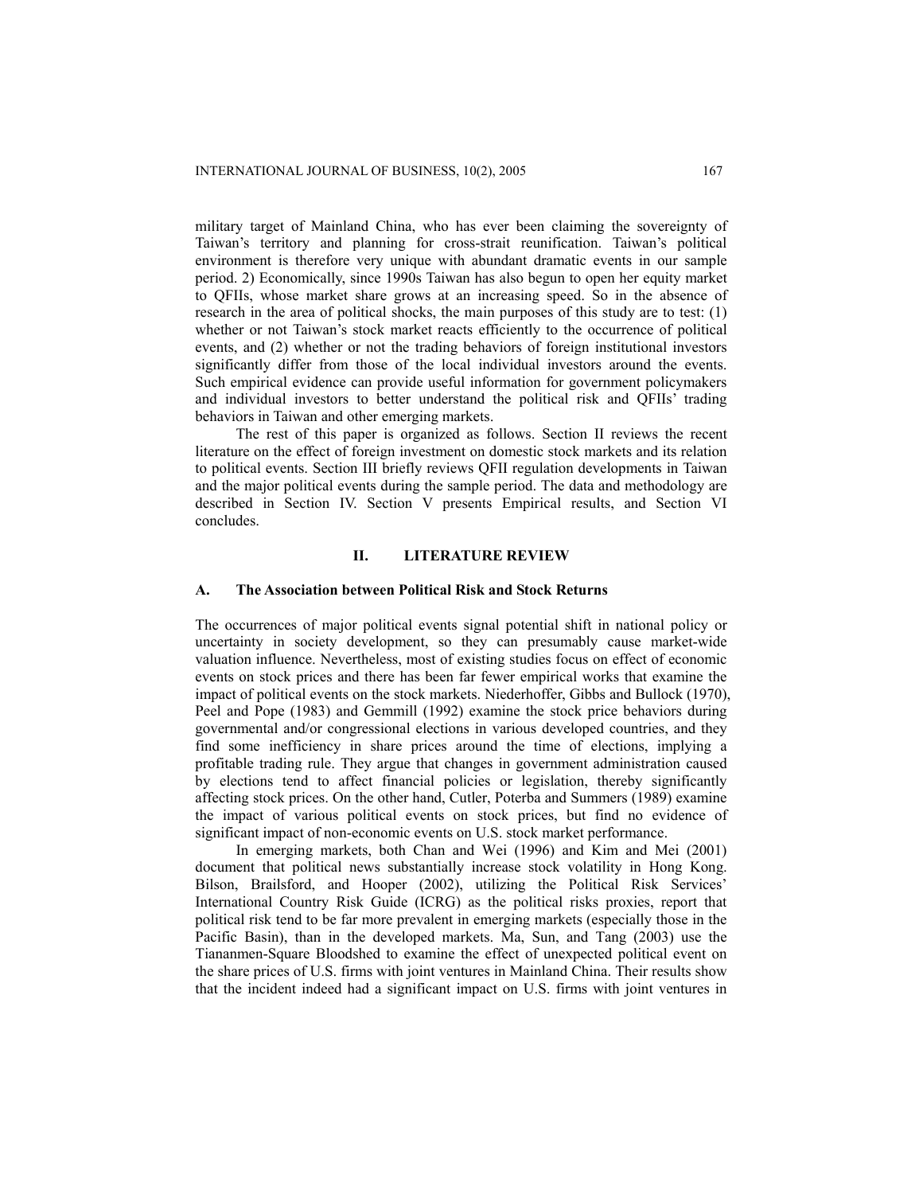military target of Mainland China, who has ever been claiming the sovereignty of Taiwan's territory and planning for cross-strait reunification. Taiwan's political environment is therefore very unique with abundant dramatic events in our sample period. 2) Economically, since 1990s Taiwan has also begun to open her equity market to QFIIs, whose market share grows at an increasing speed. So in the absence of research in the area of political shocks, the main purposes of this study are to test: (1) whether or not Taiwan's stock market reacts efficiently to the occurrence of political events, and (2) whether or not the trading behaviors of foreign institutional investors significantly differ from those of the local individual investors around the events. Such empirical evidence can provide useful information for government policymakers and individual investors to better understand the political risk and QFIIs' trading behaviors in Taiwan and other emerging markets.

The rest of this paper is organized as follows. Section II reviews the recent literature on the effect of foreign investment on domestic stock markets and its relation to political events. Section III briefly reviews QFII regulation developments in Taiwan and the major political events during the sample period. The data and methodology are described in Section IV. Section V presents Empirical results, and Section VI concludes.

## II. LITERATURE REVIEW

### A. The Association between Political Risk and Stock Returns

The occurrences of major political events signal potential shift in national policy or uncertainty in society development, so they can presumably cause market-wide valuation influence. Nevertheless, most of existing studies focus on effect of economic events on stock prices and there has been far fewer empirical works that examine the impact of political events on the stock markets. Niederhoffer, Gibbs and Bullock (1970), Peel and Pope (1983) and Gemmill (1992) examine the stock price behaviors during governmental and/or congressional elections in various developed countries, and they find some inefficiency in share prices around the time of elections, implying a profitable trading rule. They argue that changes in government administration caused by elections tend to affect financial policies or legislation, thereby significantly affecting stock prices. On the other hand, Cutler, Poterba and Summers (1989) examine the impact of various political events on stock prices, but find no evidence of significant impact of non-economic events on U.S. stock market performance.

In emerging markets, both Chan and Wei (1996) and Kim and Mei (2001) document that political news substantially increase stock volatility in Hong Kong. Bilson, Brailsford, and Hooper (2002), utilizing the Political Risk Services' International Country Risk Guide (ICRG) as the political risks proxies, report that political risk tend to be far more prevalent in emerging markets (especially those in the Pacific Basin), than in the developed markets. Ma, Sun, and Tang (2003) use the Tiananmen-Square Bloodshed to examine the effect of unexpected political event on the share prices of U.S. firms with joint ventures in Mainland China. Their results show that the incident indeed had a significant impact on U.S. firms with joint ventures in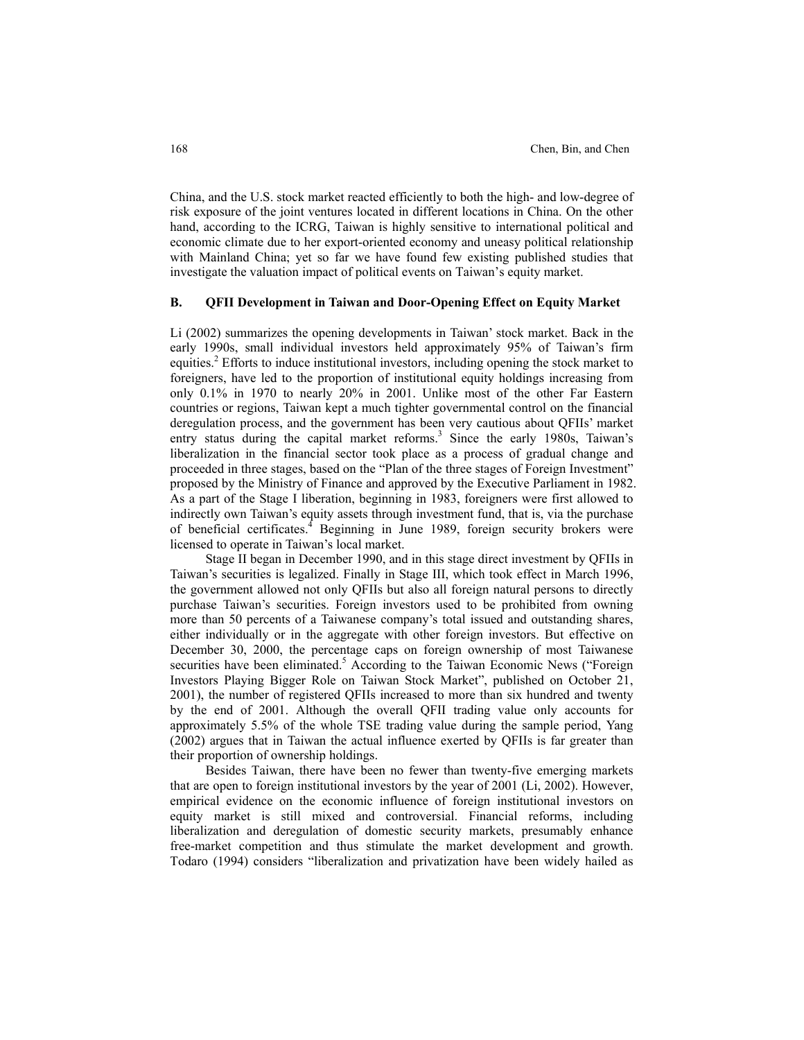China, and the U.S. stock market reacted efficiently to both the high- and low-degree of risk exposure of the joint ventures located in different locations in China. On the other hand, according to the ICRG, Taiwan is highly sensitive to international political and economic climate due to her export-oriented economy and uneasy political relationship with Mainland China; yet so far we have found few existing published studies that investigate the valuation impact of political events on Taiwan's equity market.

### B. QFII Development in Taiwan and Door-Opening Effect on Equity Market

Li (2002) summarizes the opening developments in Taiwan' stock market. Back in the early 1990s, small individual investors held approximately 95% of Taiwan's firm equities.[2] Efforts to induce institutional investors, including opening the stock market to foreigners, have led to the proportion of institutional equity holdings increasing from only 0.1% in 1970 to nearly 20% in 2001. Unlike most of the other Far Eastern countries or regions, Taiwan kept a much tighter governmental control on the financial deregulation process, and the government has been very cautious about QFIIs' market entry status during the capital market reforms.[3] Since the early 1980s, Taiwan's liberalization in the financial sector took place as a process of gradual change and proceeded in three stages, based on the "Plan of the three stages of Foreign Investment" proposed by the Ministry of Finance and approved by the Executive Parliament in 1982. As a part of the Stage I liberation, beginning in 1983, foreigners were first allowed to indirectly own Taiwan's equity assets through investment fund, that is, via the purchase of beneficial certificates.[4] Beginning in June 1989, foreign security brokers were licensed to operate in Taiwan's local market.

Stage II began in December 1990, and in this stage direct investment by QFIIs in Taiwan's securities is legalized. Finally in Stage III, which took effect in March 1996, the government allowed not only QFIIs but also all foreign natural persons to directly purchase Taiwan's securities. Foreign investors used to be prohibited from owning more than 50 percents of a Taiwanese company's total issued and outstanding shares, either individually or in the aggregate with other foreign investors. But effective on December 30, 2000, the percentage caps on foreign ownership of most Taiwanese securities have been eliminated.[5] According to the Taiwan Economic News ("Foreign Investors Playing Bigger Role on Taiwan Stock Market", published on October 21, 2001), the number of registered QFIIs increased to more than six hundred and twenty by the end of 2001. Although the overall QFII trading value only accounts for approximately 5.5% of the whole TSE trading value during the sample period, Yang (2002) argues that in Taiwan the actual influence exerted by QFIIs is far greater than their proportion of ownership holdings.

Besides Taiwan, there have been no fewer than twenty-five emerging markets that are open to foreign institutional investors by the year of 2001 (Li, 2002). However, empirical evidence on the economic influence of foreign institutional investors on equity market is still mixed and controversial. Financial reforms, including liberalization and deregulation of domestic security markets, presumably enhance free-market competition and thus stimulate the market development and growth. Todaro (1994) considers "liberalization and privatization have been widely hailed as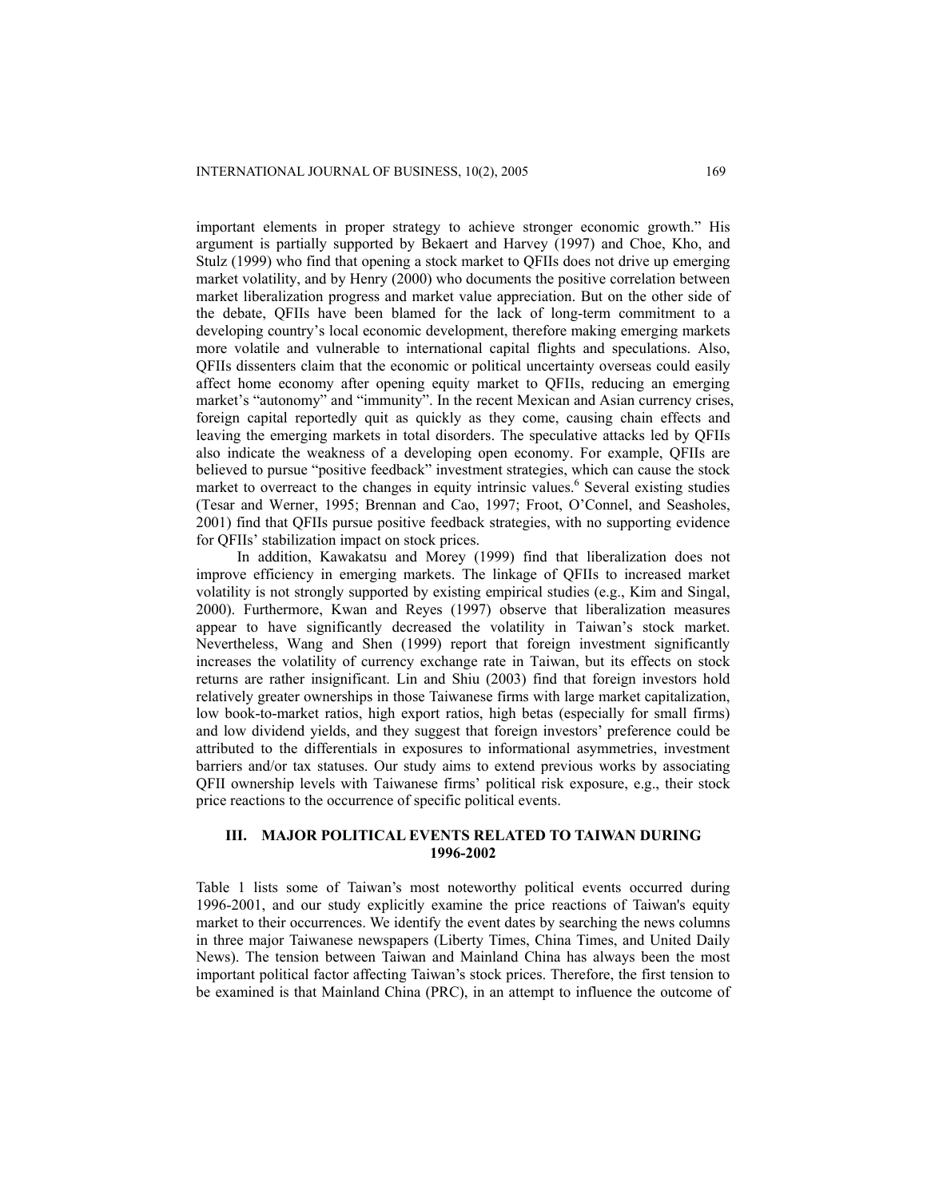important elements in proper strategy to achieve stronger economic growth." His argument is partially supported by Bekaert and Harvey (1997) and Choe, Kho, and Stulz (1999) who find that opening a stock market to QFIIs does not drive up emerging market volatility, and by Henry (2000) who documents the positive correlation between market liberalization progress and market value appreciation. But on the other side of the debate, QFIIs have been blamed for the lack of long-term commitment to a developing country's local economic development, therefore making emerging markets more volatile and vulnerable to international capital flights and speculations. Also, QFIIs dissenters claim that the economic or political uncertainty overseas could easily affect home economy after opening equity market to QFIIs, reducing an emerging market's "autonomy" and "immunity". In the recent Mexican and Asian currency crises, foreign capital reportedly quit as quickly as they come, causing chain effects and leaving the emerging markets in total disorders. The speculative attacks led by QFIIs also indicate the weakness of a developing open economy. For example, QFIIs are believed to pursue "positive feedback" investment strategies, which can cause the stock market to overreact to the changes in equity intrinsic values.[6] Several existing studies (Tesar and Werner, 1995; Brennan and Cao, 1997; Froot, O'Connel, and Seasholes, 2001) find that QFIIs pursue positive feedback strategies, with no supporting evidence for QFIIs' stabilization impact on stock prices.

In addition, Kawakatsu and Morey (1999) find that liberalization does not improve efficiency in emerging markets. The linkage of QFIIs to increased market volatility is not strongly supported by existing empirical studies (e.g., Kim and Singal, 2000). Furthermore, Kwan and Reyes (1997) observe that liberalization measures appear to have significantly decreased the volatility in Taiwan's stock market. Nevertheless, Wang and Shen (1999) report that foreign investment significantly increases the volatility of currency exchange rate in Taiwan, but its effects on stock returns are rather insignificant. Lin and Shiu (2003) find that foreign investors hold relatively greater ownerships in those Taiwanese firms with large market capitalization, low book-to-market ratios, high export ratios, high betas (especially for small firms) and low dividend yields, and they suggest that foreign investors' preference could be attributed to the differentials in exposures to informational asymmetries, investment barriers and/or tax statuses. Our study aims to extend previous works by associating QFII ownership levels with Taiwanese firms' political risk exposure, e.g., their stock price reactions to the occurrence of specific political events.

## III. MAJOR POLITICAL EVENTS RELATED TO TAIWAN DURING 1996-2002

Table 1 lists some of Taiwan's most noteworthy political events occurred during 1996-2001, and our study explicitly examine the price reactions of Taiwan's equity market to their occurrences. We identify the event dates by searching the news columns in three major Taiwanese newspapers (Liberty Times, China Times, and United Daily News). The tension between Taiwan and Mainland China has always been the most important political factor affecting Taiwan's stock prices. Therefore, the first tension to be examined is that Mainland China (PRC), in an attempt to influence the outcome of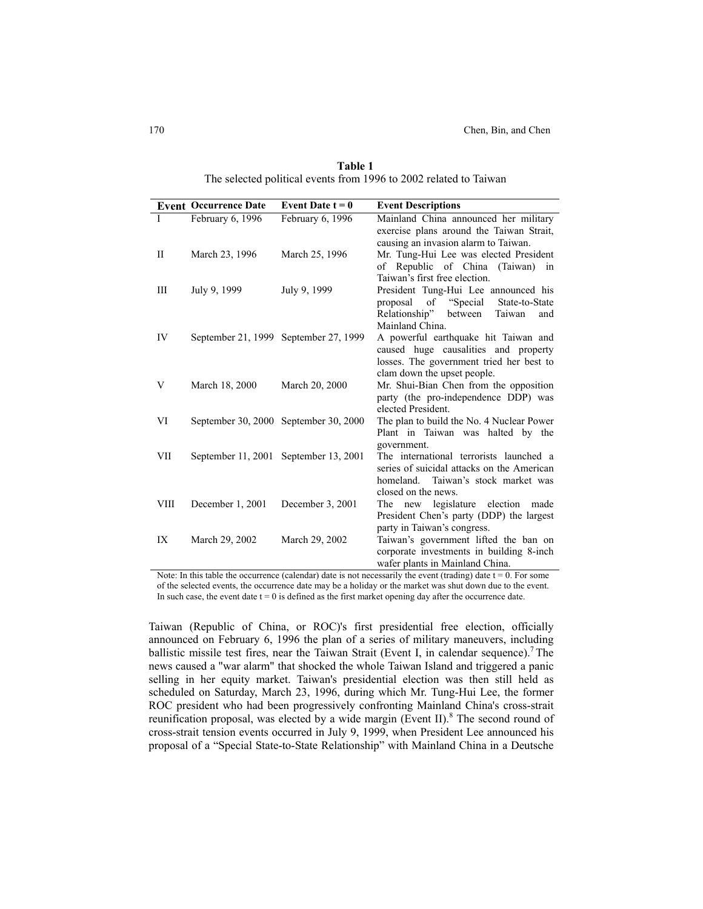**Table 1**
The selected political events from 1996 to 2002 related to Taiwan

| Event | Occurrence Date | Event Date t = 0 | Event Descriptions |
|---|---|---|---|
| I | February 6, 1996 | February 6, 1996 | Mainland China announced her military exercise plans around the Taiwan Strait, causing an invasion alarm to Taiwan. |
| II | March 23, 1996 | March 25, 1996 | Mr. Tung-Hui Lee was elected President of Republic of China (Taiwan) in Taiwan's first free election. |
| III | July 9, 1999 | July 9, 1999 | President Tung-Hui Lee announced his proposal of "Special State-to-State Relationship" between Taiwan and Mainland China. |
| IV | September 21, 1999 | September 27, 1999 | A powerful earthquake hit Taiwan and caused huge causalities and property losses. The government tried her best to clam down the upset people. |
| V | March 18, 2000 | March 20, 2000 | Mr. Shui-Bian Chen from the opposition party (the pro-independence DDP) was elected President. |
| VI | September 30, 2000 | September 30, 2000 | The plan to build the No. 4 Nuclear Power Plant in Taiwan was halted by the government. |
| VII | September 11, 2001 | September 13, 2001 | The international terrorists launched a series of suicidal attacks on the American homeland. Taiwan's stock market was closed on the news. |
| VIII | December 1, 2001 | December 3, 2001 | The new legislature election made President Chen's party (DDP) the largest party in Taiwan's congress. |
| IX | March 29, 2002 | March 29, 2002 | Taiwan's government lifted the ban on corporate investments in building 8-inch wafer plants in Mainland China. |

Note: In this table the occurrence (calendar) date is not necessarily the event (trading) date t = 0. For some of the selected events, the occurrence date may be a holiday or the market was shut down due to the event. In such case, the event date t = 0 is defined as the first market opening day after the occurrence date.

Taiwan (Republic of China, or ROC)'s first presidential free election, officially announced on February 6, 1996 the plan of a series of military maneuvers, including ballistic missile test fires, near the Taiwan Strait (Event I, in calendar sequence).[7] The news caused a "war alarm" that shocked the whole Taiwan Island and triggered a panic selling in her equity market. Taiwan's presidential election was then still held as scheduled on Saturday, March 23, 1996, during which Mr. Tung-Hui Lee, the former ROC president who had been progressively confronting Mainland China's cross-strait reunification proposal, was elected by a wide margin (Event II).[8] The second round of cross-strait tension events occurred in July 9, 1999, when President Lee announced his proposal of a "Special State-to-State Relationship" with Mainland China in a Deutsche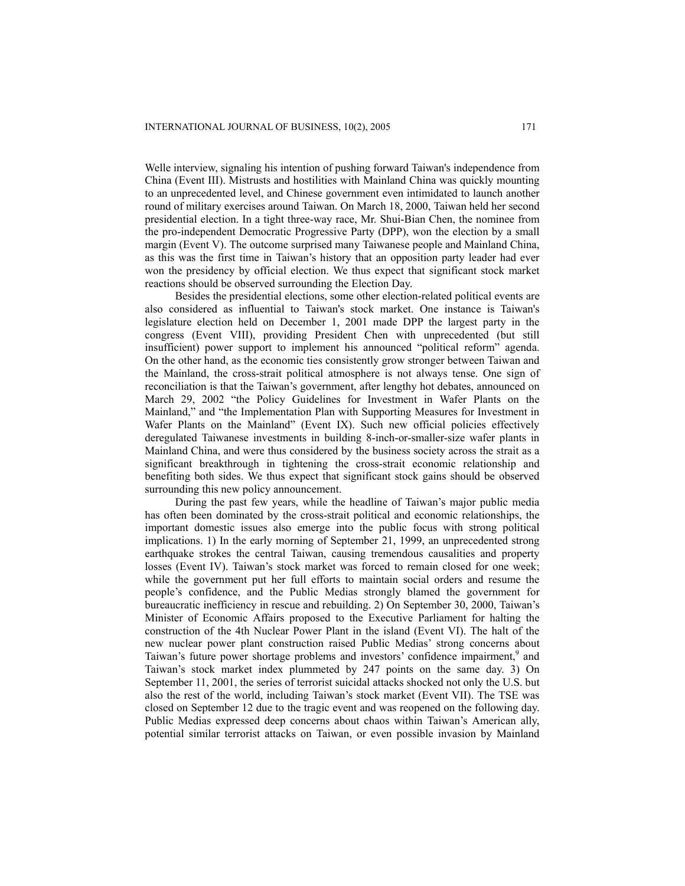Welle interview, signaling his intention of pushing forward Taiwan's independence from China (Event III). Mistrusts and hostilities with Mainland China was quickly mounting to an unprecedented level, and Chinese government even intimidated to launch another round of military exercises around Taiwan. On March 18, 2000, Taiwan held her second presidential election. In a tight three-way race, Mr. Shui-Bian Chen, the nominee from the pro-independent Democratic Progressive Party (DPP), won the election by a small margin (Event V). The outcome surprised many Taiwanese people and Mainland China, as this was the first time in Taiwan's history that an opposition party leader had ever won the presidency by official election. We thus expect that significant stock market reactions should be observed surrounding the Election Day.

Besides the presidential elections, some other election-related political events are also considered as influential to Taiwan's stock market. One instance is Taiwan's legislature election held on December 1, 2001 made DPP the largest party in the congress (Event VIII), providing President Chen with unprecedented (but still insufficient) power support to implement his announced "political reform" agenda. On the other hand, as the economic ties consistently grow stronger between Taiwan and the Mainland, the cross-strait political atmosphere is not always tense. One sign of reconciliation is that the Taiwan's government, after lengthy hot debates, announced on March 29, 2002 "the Policy Guidelines for Investment in Wafer Plants on the Mainland," and "the Implementation Plan with Supporting Measures for Investment in Wafer Plants on the Mainland" (Event IX). Such new official policies effectively deregulated Taiwanese investments in building 8-inch-or-smaller-size wafer plants in Mainland China, and were thus considered by the business society across the strait as a significant breakthrough in tightening the cross-strait economic relationship and benefiting both sides. We thus expect that significant stock gains should be observed surrounding this new policy announcement.

During the past few years, while the headline of Taiwan's major public media has often been dominated by the cross-strait political and economic relationships, the important domestic issues also emerge into the public focus with strong political implications. 1) In the early morning of September 21, 1999, an unprecedented strong earthquake strokes the central Taiwan, causing tremendous causalities and property losses (Event IV). Taiwan's stock market was forced to remain closed for one week; while the government put her full efforts to maintain social orders and resume the people's confidence, and the Public Medias strongly blamed the government for bureaucratic inefficiency in rescue and rebuilding. 2) On September 30, 2000, Taiwan's Minister of Economic Affairs proposed to the Executive Parliament for halting the construction of the 4th Nuclear Power Plant in the island (Event VI). The halt of the new nuclear power plant construction raised Public Medias' strong concerns about Taiwan's future power shortage problems and investors' confidence impairment,[9] and Taiwan's stock market index plummeted by 247 points on the same day. 3) On September 11, 2001, the series of terrorist suicidal attacks shocked not only the U.S. but also the rest of the world, including Taiwan's stock market (Event VII). The TSE was closed on September 12 due to the tragic event and was reopened on the following day. Public Medias expressed deep concerns about chaos within Taiwan's American ally, potential similar terrorist attacks on Taiwan, or even possible invasion by Mainland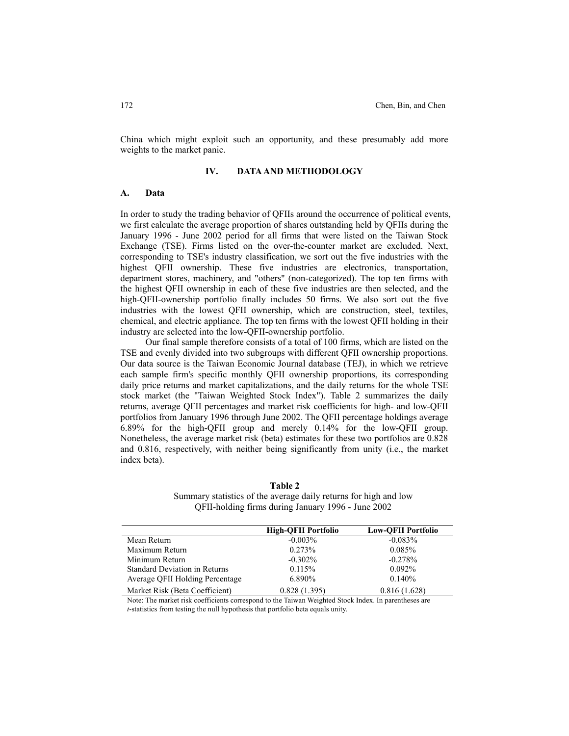China which might exploit such an opportunity, and these presumably add more weights to the market panic.

## IV. DATA AND METHODOLOGY

### A. Data

In order to study the trading behavior of QFIIs around the occurrence of political events, we first calculate the average proportion of shares outstanding held by QFIIs during the January 1996 - June 2002 period for all firms that were listed on the Taiwan Stock Exchange (TSE). Firms listed on the over-the-counter market are excluded. Next, corresponding to TSE's industry classification, we sort out the five industries with the highest QFII ownership. These five industries are electronics, transportation, department stores, machinery, and "others" (non-categorized). The top ten firms with the highest QFII ownership in each of these five industries are then selected, and the high-QFII-ownership portfolio finally includes 50 firms. We also sort out the five industries with the lowest QFII ownership, which are construction, steel, textiles, chemical, and electric appliance. The top ten firms with the lowest QFII holding in their industry are selected into the low-QFII-ownership portfolio.

Our final sample therefore consists of a total of 100 firms, which are listed on the TSE and evenly divided into two subgroups with different QFII ownership proportions. Our data source is the Taiwan Economic Journal database (TEJ), in which we retrieve each sample firm's specific monthly QFII ownership proportions, its corresponding daily price returns and market capitalizations, and the daily returns for the whole TSE stock market (the "Taiwan Weighted Stock Index"). Table 2 summarizes the daily returns, average QFII percentages and market risk coefficients for high- and low-QFII portfolios from January 1996 through June 2002. The QFII percentage holdings average 6.89% for the high-QFII group and merely 0.14% for the low-QFII group. Nonetheless, the average market risk (beta) estimates for these two portfolios are 0.828 and 0.816, respectively, with neither being significantly from unity (i.e., the market index beta).

**Table 2**
Summary statistics of the average daily returns for high and low QFII-holding firms during January 1996 - June 2002

| | **High-QFII Portfolio** | **Low-QFII Portfolio** |
|---|---|---|
| Mean Return | -0.003% | -0.083% |
| Maximum Return | 0.273% | 0.085% |
| Minimum Return | -0.302% | -0.278% |
| Standard Deviation in Returns | 0.115% | 0.092% |
| Average QFII Holding Percentage | 6.890% | 0.140% |
| Market Risk (Beta Coefficient) | 0.828 (1.395) | 0.816 (1.628) |

Note: The market risk coefficients correspond to the Taiwan Weighted Stock Index. In parentheses are *t*-statistics from testing the null hypothesis that portfolio beta equals unity.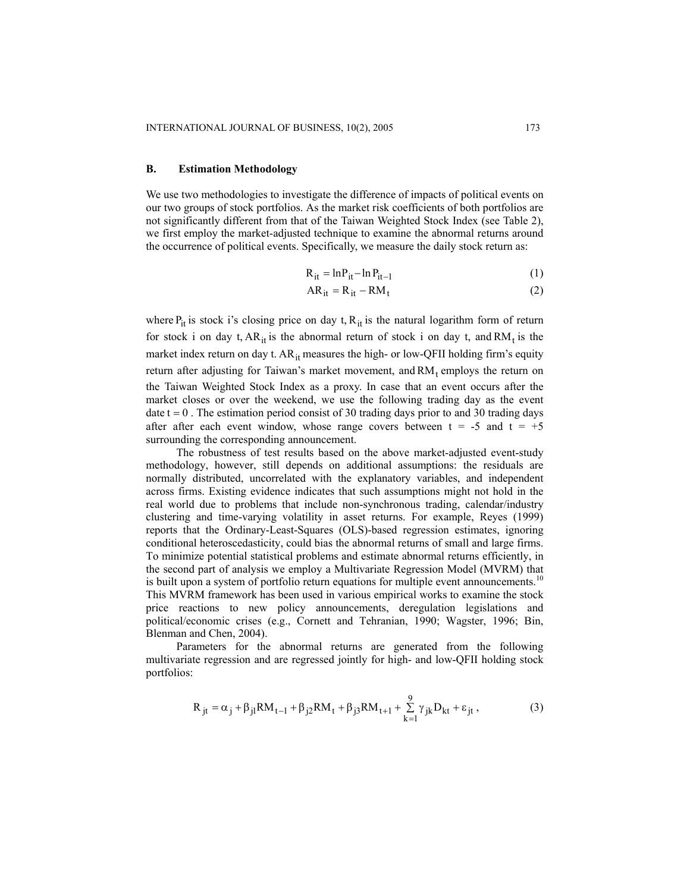### B. Estimation Methodology

We use two methodologies to investigate the difference of impacts of political events on our two groups of stock portfolios. As the market risk coefficients of both portfolios are not significantly different from that of the Taiwan Weighted Stock Index (see Table 2), we first employ the market-adjusted technique to examine the abnormal returns around the occurrence of political events. Specifically, we measure the daily stock return as:

$$R_{it} = \ln P_{it} - \ln P_{it-1} \tag{1}$$

$$AR_{it} = R_{it} - RM_t \tag{2}$$

where $P_{it}$ is stock i's closing price on day t, $R_{it}$ is the natural logarithm form of return for stock i on day t, $AR_{it}$ is the abnormal return of stock i on day t, and $RM_t$ is the market index return on day t. $AR_{it}$ measures the high- or low-QFII holding firm's equity return after adjusting for Taiwan's market movement, and $RM_t$ employs the return on the Taiwan Weighted Stock Index as a proxy. In case that an event occurs after the market closes or over the weekend, we use the following trading day as the event date $t = 0$. The estimation period consist of 30 trading days prior to and 30 trading days after after each event window, whose range covers between $t = -5$ and $t = +5$ surrounding the corresponding announcement.

The robustness of test results based on the above market-adjusted event-study methodology, however, still depends on additional assumptions: the residuals are normally distributed, uncorrelated with the explanatory variables, and independent across firms. Existing evidence indicates that such assumptions might not hold in the real world due to problems that include non-synchronous trading, calendar/industry clustering and time-varying volatility in asset returns. For example, Reyes (1999) reports that the Ordinary-Least-Squares (OLS)-based regression estimates, ignoring conditional heteroscedasticity, could bias the abnormal returns of small and large firms. To minimize potential statistical problems and estimate abnormal returns efficiently, in the second part of analysis we employ a Multivariate Regression Model (MVRM) that is built upon a system of portfolio return equations for multiple event announcements.[10] This MVRM framework has been used in various empirical works to examine the stock price reactions to new policy announcements, deregulation legislations and political/economic crises (e.g., Cornett and Tehranian, 1990; Wagster, 1996; Bin, Blenman and Chen, 2004).

Parameters for the abnormal returns are generated from the following multivariate regression and are regressed jointly for high- and low-QFII holding stock portfolios:

$$R_{jt} = \alpha_j + \beta_{j1} RM_{t-1} + \beta_{j2} RM_t + \beta_{j3} RM_{t+1} + \sum_{k=1}^{9} \gamma_{jk} D_{kt} + \varepsilon_{jt}, \tag{3}$$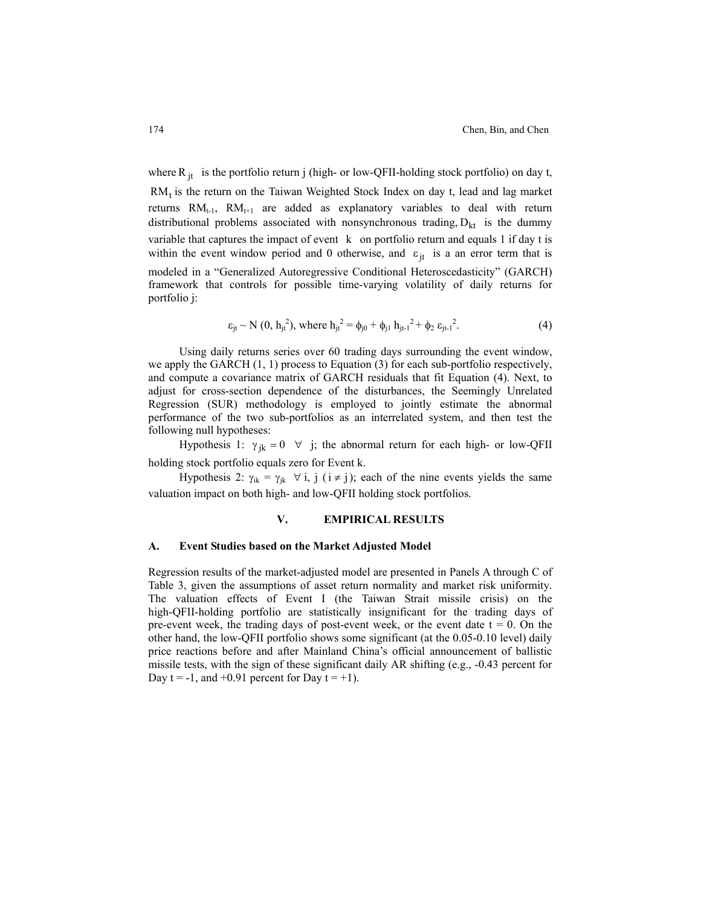where $R_{jt}$ is the portfolio return j (high- or low-QFII-holding stock portfolio) on day t, $RM_t$ is the return on the Taiwan Weighted Stock Index on day t, lead and lag market returns $RM_{t-1}$, $RM_{t+1}$ are added as explanatory variables to deal with return distributional problems associated with nonsynchronous trading, $D_{kt}$ is the dummy variable that captures the impact of event k on portfolio return and equals 1 if day t is within the event window period and 0 otherwise, and $\varepsilon_{jt}$ is a an error term that is modeled in a "Generalized Autoregressive Conditional Heteroscedasticity" (GARCH) framework that controls for possible time-varying volatility of daily returns for portfolio j:

$$\varepsilon_{jt} \sim N(0, h_{jt}^2), \text{ where } h_{jt}^2 = \phi_{j0} + \phi_{j1} h_{jt-1}^2 + \phi_2 \varepsilon_{jt-1}^2. \tag{4}$$

Using daily returns series over 60 trading days surrounding the event window, we apply the GARCH (1, 1) process to Equation (3) for each sub-portfolio respectively, and compute a covariance matrix of GARCH residuals that fit Equation (4). Next, to adjust for cross-section dependence of the disturbances, the Seemingly Unrelated Regression (SUR) methodology is employed to jointly estimate the abnormal performance of the two sub-portfolios as an interrelated system, and then test the following null hypotheses:

Hypothesis 1: $\gamma_{jk} = 0 \quad \forall \; j$; the abnormal return for each high- or low-QFII holding stock portfolio equals zero for Event k.

Hypothesis 2: $\gamma_{ik} = \gamma_{jk} \quad \forall \; i, j \; (i \neq j)$; each of the nine events yields the same valuation impact on both high- and low-QFII holding stock portfolios.

## V. EMPIRICAL RESULTS

### A. Event Studies based on the Market Adjusted Model

Regression results of the market-adjusted model are presented in Panels A through C of Table 3, given the assumptions of asset return normality and market risk uniformity. The valuation effects of Event I (the Taiwan Strait missile crisis) on the high-QFII-holding portfolio are statistically insignificant for the trading days of pre-event week, the trading days of post-event week, or the event date t = 0. On the other hand, the low-QFII portfolio shows some significant (at the 0.05-0.10 level) daily price reactions before and after Mainland China's official announcement of ballistic missile tests, with the sign of these significant daily AR shifting (e.g., -0.43 percent for Day t = -1, and +0.91 percent for Day t = +1).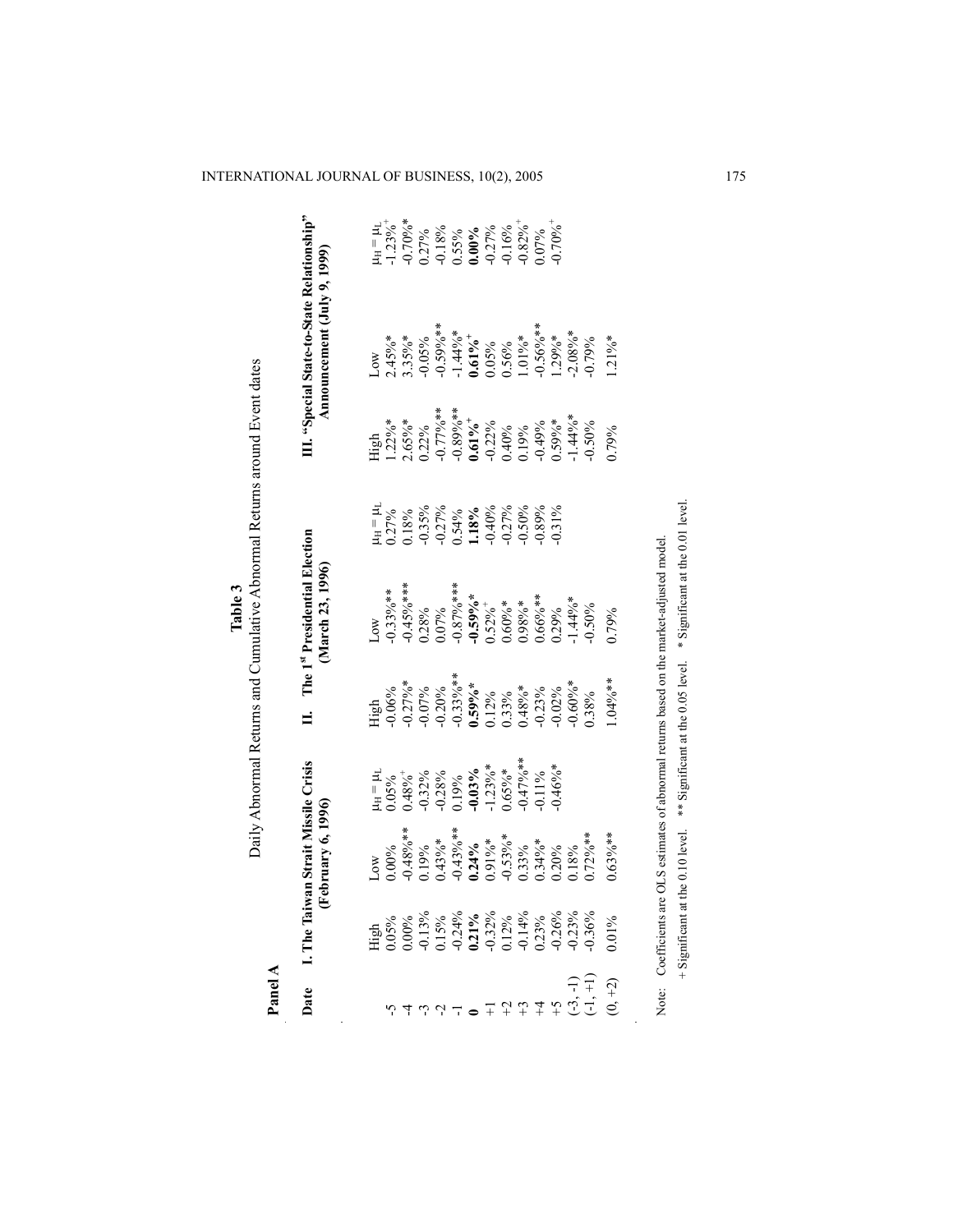**Table 3**
Daily Abnormal Returns and Cumulative Abnormal Returns around Event dates

**Panel A**

| Date | I. The Taiwan Strait Missile Crisis (February 6, 1996) | | | II. The 1st Presidential Election (March 23, 1996) | | | III. "Special State-to-State Relationship" Announcement (July 9, 1999) | | |
|---|---|---|---|---|---|---|---|---|---|
| | High | Low | $\mu_H = \mu_L$ | High | Low | $\mu_H = \mu_L$ | High | Low | $\mu_H = \mu_L$ |
| -5 | 0.05% | 0.00% | 0.05% | -0.06% | -0.33%** | 0.27% | 1.22%* | 2.45%* | -1.23%+ |
| -4 | 0.00% | -0.48%** | 0.48%+ | -0.27%* | -0.45%*** | 0.18% | 2.65%* | 3.35%* | -0.70%* |
| -3 | -0.13% | 0.19% | -0.32% | -0.07% | 0.28% | -0.35% | 0.22% | -0.05% | 0.27% |
| -2 | 0.15% | 0.43%* | -0.28% | -0.20% | 0.07% | -0.27% | -0.77%** | -0.59%** | -0.18% |
| -1 | -0.24% | -0.43%** | 0.19% | -0.33%** | -0.87%*** | 0.54% | -0.89%** | -1.44%* | 0.55% |
| **0** | **0.21%** | **0.24%** | **-0.03%** | **0.59%*** | **-0.59%*** | **1.18%** | **0.61%+** | **0.61%+** | **0.00%** |
| +1 | -0.32% | 0.91%* | -1.23%* | 0.12% | 0.52%+ | -0.40% | -0.22% | 0.05% | -0.27% |
| +2 | 0.12% | -0.53%* | 0.65%* | 0.33% | 0.60%* | -0.27% | 0.40% | 0.56% | -0.16% |
| +3 | -0.14% | 0.33% | -0.47%** | 0.48%* | 0.98%* | -0.50% | 0.19% | 1.01%* | -0.82%+ |
| +4 | 0.23% | 0.34%* | -0.11% | -0.23% | 0.66%** | -0.89% | -0.49% | -0.56%** | 0.07% |
| +5 | -0.26% | 0.20% | -0.46%* | -0.02% | 0.29% | -0.31% | 0.59%* | 1.29%* | -0.70%+ |
| (-3, -1) | -0.23% | 0.18% | | -0.60%* | -1.44%* | | -1.44%* | -2.08%* | |
| (-1, +1) | -0.36% | 0.72%** | | 0.38% | -0.50% | | -0.50% | -0.79% | |
| (0, +2) | 0.01% | 0.63%** | | 1.04%** | 0.79% | | 0.79% | 1.21%* | |

Note: Coefficients are OLS estimates of abnormal returns based on the market-adjusted model.
+ Significant at the 0.10 level. ** Significant at the 0.05 level. * Significant at the 0.01 level.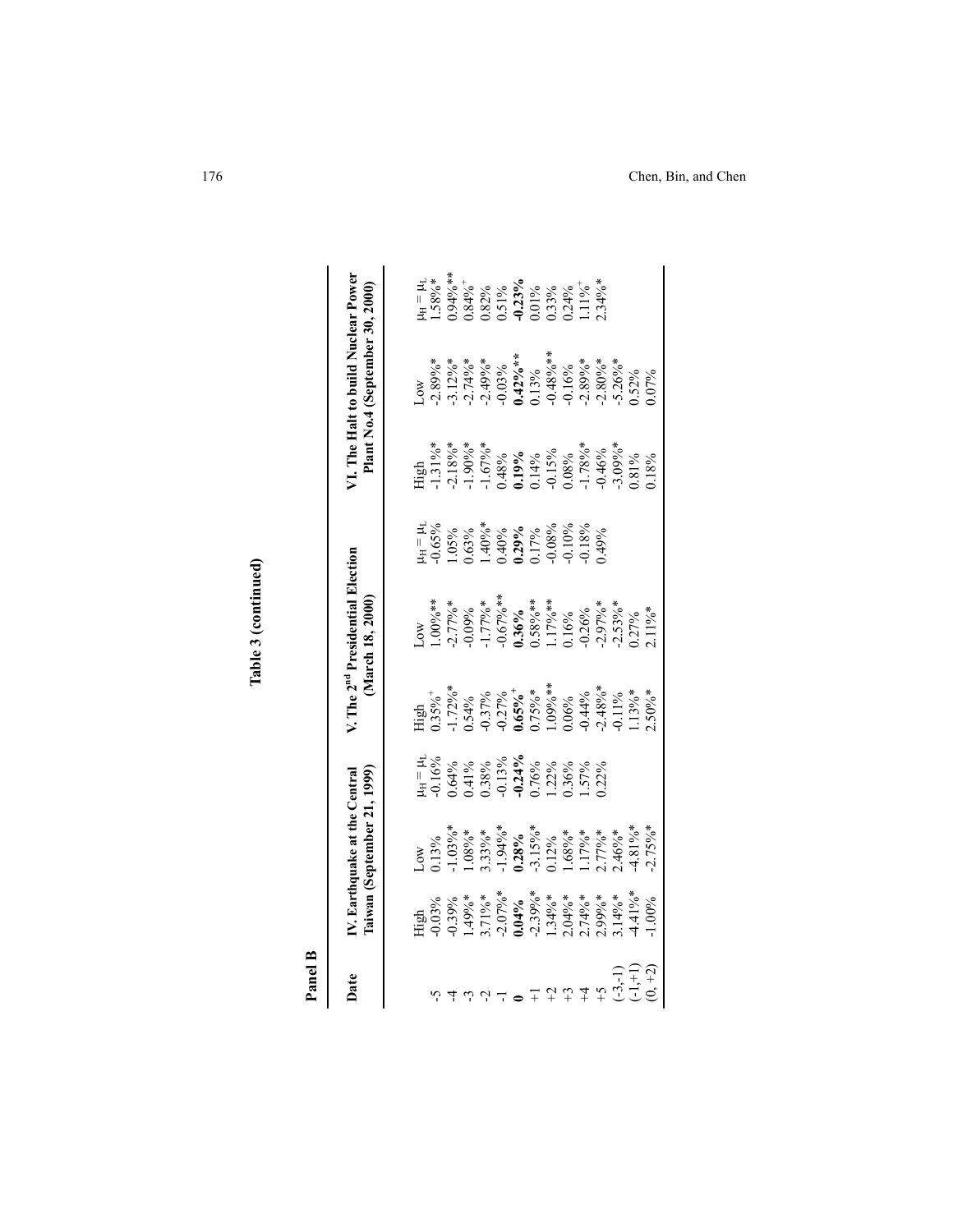**Table 3 (continued)**

**Panel B**

| Date | IV. Earthquake at the Central Taiwan (September 21, 1999) | | | V. The 2[nd] Presidential Election (March 18, 2000) | | | VI. The Halt to build Nuclear Power Plant No.4 (September 30, 2000) | | |
|---|---|---|---|---|---|---|---|---|---|
| | High | Low | $\mu_H = \mu_L$ | High | Low | $\mu_H = \mu_L$ | High | Low | $\mu_H = \mu_L$ |
| -5 | -0.03% | 0.13% | -0.16% | 0.35%[+] | 1.00%** | -0.65% | -1.31%* | -2.89%* | 1.58%* |
| -4 | -0.39% | -1.03%* | 0.64% | -1.72%* | -2.77%* | 1.05% | -2.18%* | -3.12%* | 0.94%** |
| -3 | 1.49%* | 1.08%* | 0.41% | 0.54% | -0.09% | 0.63% | -1.90%* | -2.74%* | 0.84%[+] |
| -2 | 3.71%* | 3.33%* | 0.38% | -0.37% | -1.77%* | 1.40%* | -1.67%* | -2.49%* | 0.82% |
| -1 | -2.07%* | -1.94%* | -0.13% | -0.27% | -0.67%** | 0.40% | 0.48% | -0.03% | 0.51% |
| **0** | **0.04%** | **0.28%** | **-0.24%** | **0.65%**[+] | **0.36%** | **0.29%** | **0.19%** | **0.42%\*\*** | **-0.23%** |
| +1 | -2.39%* | -3.15%* | 0.76% | 0.75%* | 0.58%** | 0.17% | 0.14% | 0.13% | 0.01% |
| +2 | 1.34%* | 0.12% | 1.22% | 1.09%** | 1.17%** | -0.08% | -0.15% | -0.48%** | 0.33% |
| +3 | 2.04%* | 1.68%* | 0.36% | 0.06% | 0.16% | -0.10% | 0.08% | -0.16% | 0.24% |
| +4 | 2.74%* | 1.17%* | 1.57% | -0.44% | -0.26% | -0.18% | -1.78%* | -2.89%* | 1.11%[+] |
| +5 | 2.99%* | 2.77%* | 0.22% | -2.48%* | -2.97%* | 0.49% | -0.46% | -2.80%* | 2.34%* |
| (-3,-1) | 3.14%* | 2.46%* | | -0.11% | -2.53%* | | -3.09%* | -5.26%* | |
| (-1,+1) | -4.41%* | -4.81%* | | 1.13%* | 0.27% | | 0.81% | 0.52% | |
| (0, +2) | -1.00% | -2.75%* | | 2.50%* | 2.11%* | | 0.18% | 0.07% | |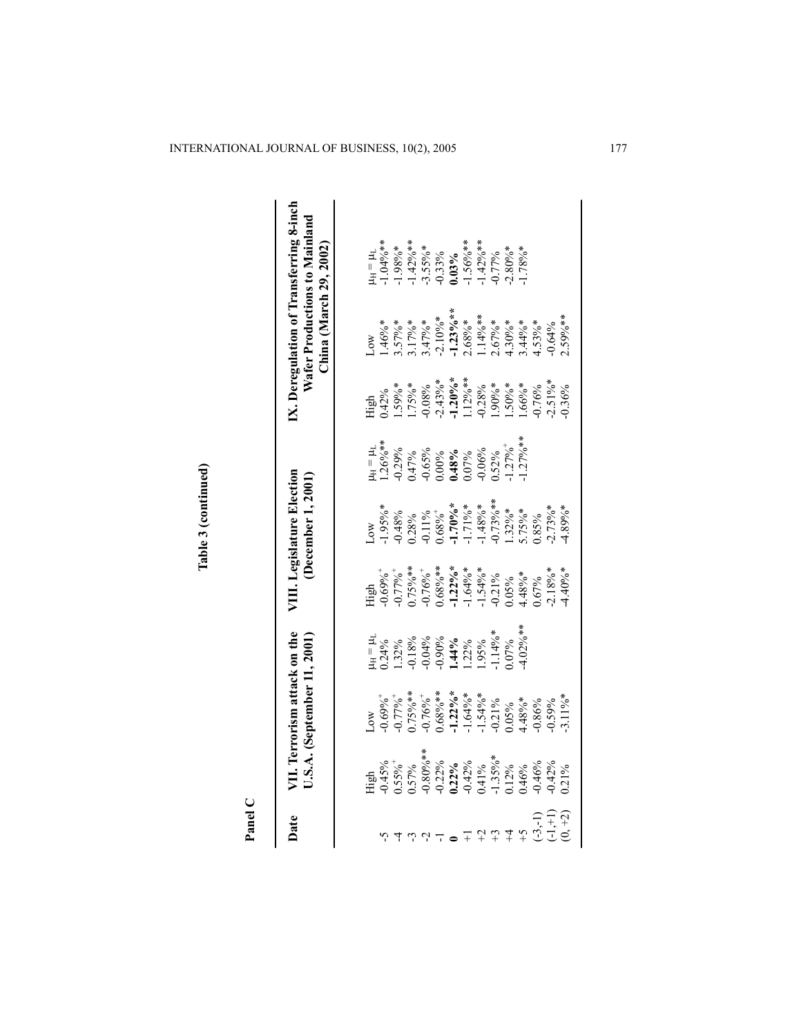**Table 3 (continued)**

**Panel C**

| Date | VII. Terrorism attack on the U.S.A. (September 11, 2001) | | | VIII. Legislature Election (December 1, 2001) | | | IX. Deregulation of Transferring 8-inch Wafer Productions to Mainland China (March 29, 2002) | | |
|---|---|---|---|---|---|---|---|---|---|
| | High | Low | $\mu_H = \mu_L$ | High | Low | $\mu_H = \mu_L$ | High | Low | $\mu_H = \mu_L$ |
| -5 | -0.45% | -0.69%+ | 0.24% | -0.69%+ | -1.95%* | 1.26%** | 0.42% | 1.46%* | -1.04%** |
| -4 | 0.55%+ | -0.77%+ | 1.32% | -0.77%+ | -0.48% | -0.29% | 1.59%* | 3.57%* | -1.98%* |
| -3 | 0.57% | 0.75%** | -0.18% | 0.75%** | 0.28% | 0.47% | 1.75%* | 3.17%* | -1.42%** |
| -2 | -0.80%** | -0.76%+ | -0.04% | -0.76%+ | -0.11% | -0.65% | -0.08% | 3.47%* | -3.55%* |
| -1 | -0.22% | 0.68%** | -0.90% | 0.68%** | 0.68%+ | 0.00% | -2.43%* | -2.10%* | -0.33% |
| **0** | **0.22%** | **-1.22%*** | **1.44%** | **-1.22%*** | **-1.70%*** | **0.48%** | **-1.20%*** | **-1.23%**** | **0.03%** |
| +1 | -0.42% | -1.64%* | 1.22% | -1.64%* | -1.71%* | 0.07% | 1.12%** | 2.68%* | -1.56%** |
| +2 | 0.41% | -1.54%* | 1.95% | -1.54%* | -1.48%* | -0.06% | -0.28% | 1.14%** | -1.42%** |
| +3 | -1.35%* | -0.21% | -1.14%* | -0.21% | -0.73%** | 0.52% | 1.90%* | 2.67%* | -0.77% |
| +4 | 0.12% | 0.05% | 0.07% | 0.05% | 1.32%* | -1.27%+ | 1.50%* | 4.30%* | -2.80%* |
| +5 | 0.46% | 4.48%* | -4.02%** | 4.48%* | 5.75%* | -1.27%** | 1.66%* | 3.44%* | -1.78%* |
| (-3,-1) | -0.46% | -0.86% | | 0.67% | 0.85% | | -0.76% | 4.53%* | |
| (-1,+1) | -0.42% | -0.59% | | -2.18%* | -2.73%* | | -2.51%* | -0.64% | |
| (0, +2) | 0.21% | -3.11%* | | -4.40%* | -4.89%* | | -0.36% | 2.59%** | |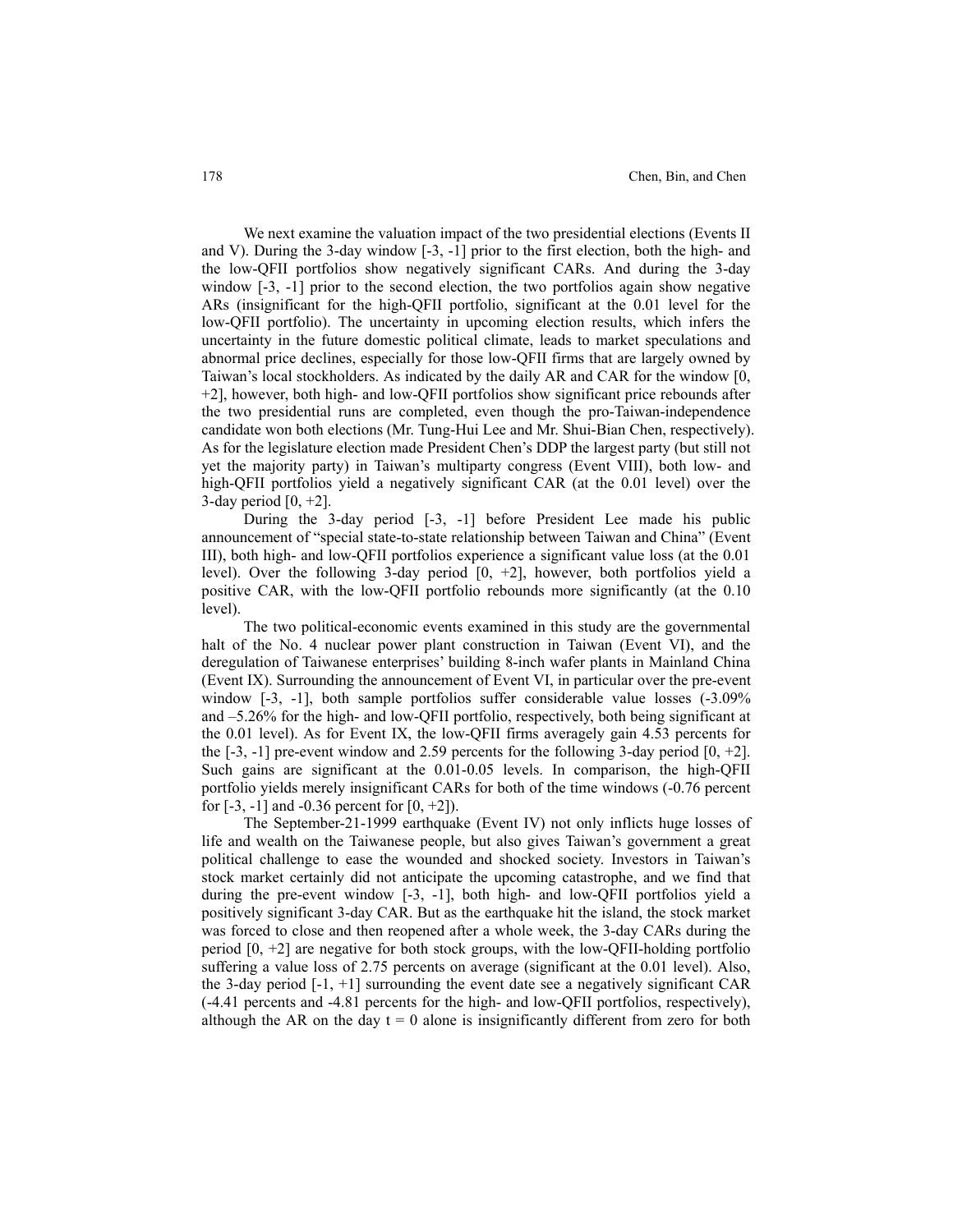We next examine the valuation impact of the two presidential elections (Events II and V). During the 3-day window [-3, -1] prior to the first election, both the high- and the low-QFII portfolios show negatively significant CARs. And during the 3-day window [-3, -1] prior to the second election, the two portfolios again show negative ARs (insignificant for the high-QFII portfolio, significant at the 0.01 level for the low-QFII portfolio). The uncertainty in upcoming election results, which infers the uncertainty in the future domestic political climate, leads to market speculations and abnormal price declines, especially for those low-QFII firms that are largely owned by Taiwan's local stockholders. As indicated by the daily AR and CAR for the window [0, +2], however, both high- and low-QFII portfolios show significant price rebounds after the two presidential runs are completed, even though the pro-Taiwan-independence candidate won both elections (Mr. Tung-Hui Lee and Mr. Shui-Bian Chen, respectively). As for the legislature election made President Chen's DDP the largest party (but still not yet the majority party) in Taiwan's multiparty congress (Event VIII), both low- and high-QFII portfolios yield a negatively significant CAR (at the 0.01 level) over the 3-day period [0, +2].

During the 3-day period [-3, -1] before President Lee made his public announcement of "special state-to-state relationship between Taiwan and China" (Event III), both high- and low-QFII portfolios experience a significant value loss (at the 0.01 level). Over the following 3-day period [0, +2], however, both portfolios yield a positive CAR, with the low-QFII portfolio rebounds more significantly (at the 0.10 level).

The two political-economic events examined in this study are the governmental halt of the No. 4 nuclear power plant construction in Taiwan (Event VI), and the deregulation of Taiwanese enterprises' building 8-inch wafer plants in Mainland China (Event IX). Surrounding the announcement of Event VI, in particular over the pre-event window [-3, -1], both sample portfolios suffer considerable value losses (-3.09% and –5.26% for the high- and low-QFII portfolio, respectively, both being significant at the 0.01 level). As for Event IX, the low-QFII firms averagely gain 4.53 percents for the [-3, -1] pre-event window and 2.59 percents for the following 3-day period [0, +2]. Such gains are significant at the 0.01-0.05 levels. In comparison, the high-QFII portfolio yields merely insignificant CARs for both of the time windows (-0.76 percent for [-3, -1] and -0.36 percent for [0, +2]).

The September-21-1999 earthquake (Event IV) not only inflicts huge losses of life and wealth on the Taiwanese people, but also gives Taiwan's government a great political challenge to ease the wounded and shocked society. Investors in Taiwan's stock market certainly did not anticipate the upcoming catastrophe, and we find that during the pre-event window [-3, -1], both high- and low-QFII portfolios yield a positively significant 3-day CAR. But as the earthquake hit the island, the stock market was forced to close and then reopened after a whole week, the 3-day CARs during the period [0, +2] are negative for both stock groups, with the low-QFII-holding portfolio suffering a value loss of 2.75 percents on average (significant at the 0.01 level). Also, the 3-day period [-1, +1] surrounding the event date see a negatively significant CAR (-4.41 percents and -4.81 percents for the high- and low-QFII portfolios, respectively), although the AR on the day $t = 0$ alone is insignificantly different from zero for both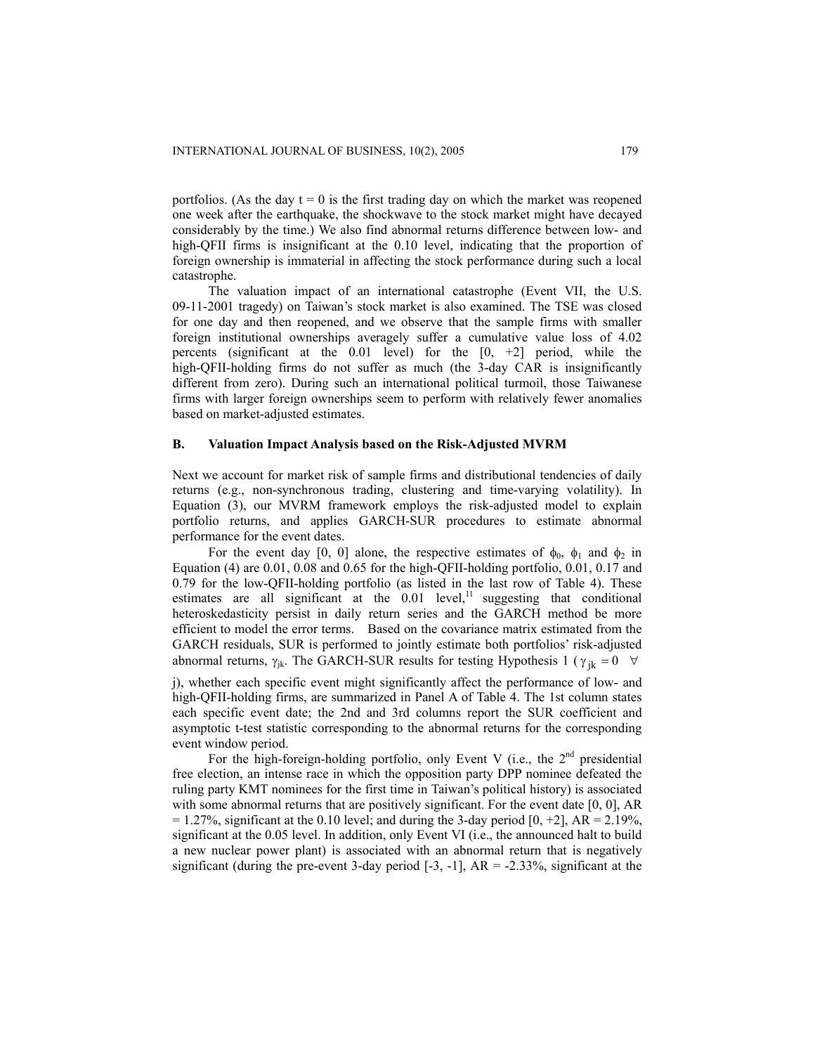portfolios. (As the day $t = 0$ is the first trading day on which the market was reopened one week after the earthquake, the shockwave to the stock market might have decayed considerably by the time.) We also find abnormal returns difference between low- and high-QFII firms is insignificant at the 0.10 level, indicating that the proportion of foreign ownership is immaterial in affecting the stock performance during such a local catastrophe.

The valuation impact of an international catastrophe (Event VII, the U.S. 09-11-2001 tragedy) on Taiwan's stock market is also examined. The TSE was closed for one day and then reopened, and we observe that the sample firms with smaller foreign institutional ownerships averagely suffer a cumulative value loss of 4.02 percents (significant at the 0.01 level) for the [0, +2] period, while the high-QFII-holding firms do not suffer as much (the 3-day CAR is insignificantly different from zero). During such an international political turmoil, those Taiwanese firms with larger foreign ownerships seem to perform with relatively fewer anomalies based on market-adjusted estimates.

## B. Valuation Impact Analysis based on the Risk-Adjusted MVRM

Next we account for market risk of sample firms and distributional tendencies of daily returns (e.g., non-synchronous trading, clustering and time-varying volatility). In Equation (3), our MVRM framework employs the risk-adjusted model to explain portfolio returns, and applies GARCH-SUR procedures to estimate abnormal performance for the event dates.

For the event day [0, 0] alone, the respective estimates of $\phi_0$, $\phi_1$ and $\phi_2$ in Equation (4) are 0.01, 0.08 and 0.65 for the high-QFII-holding portfolio, 0.01, 0.17 and 0.79 for the low-QFII-holding portfolio (as listed in the last row of Table 4). These estimates are all significant at the 0.01 level,[11] suggesting that conditional heteroskedasticity persist in daily return series and the GARCH method be more efficient to model the error terms. Based on the covariance matrix estimated from the GARCH residuals, SUR is performed to jointly estimate both portfolios' risk-adjusted abnormal returns, $\gamma_{jk}$. The GARCH-SUR results for testing Hypothesis 1 ($\gamma_{jk} = 0 \quad \forall$ j), whether each specific event might significantly affect the performance of low- and high-QFII-holding firms, are summarized in Panel A of Table 4. The 1st column states each specific event date; the 2nd and 3rd columns report the SUR coefficient and asymptotic t-test statistic corresponding to the abnormal returns for the corresponding event window period.

For the high-foreign-holding portfolio, only Event V (i.e., the 2nd presidential free election, an intense race in which the opposition party DPP nominee defeated the ruling party KMT nominees for the first time in Taiwan's political history) is associated with some abnormal returns that are positively significant. For the event date [0, 0], AR = 1.27%, significant at the 0.10 level; and during the 3-day period [0, +2], AR = 2.19%, significant at the 0.05 level. In addition, only Event VI (i.e., the announced halt to build a new nuclear power plant) is associated with an abnormal return that is negatively significant (during the pre-event 3-day period [-3, -1], AR = -2.33%, significant at the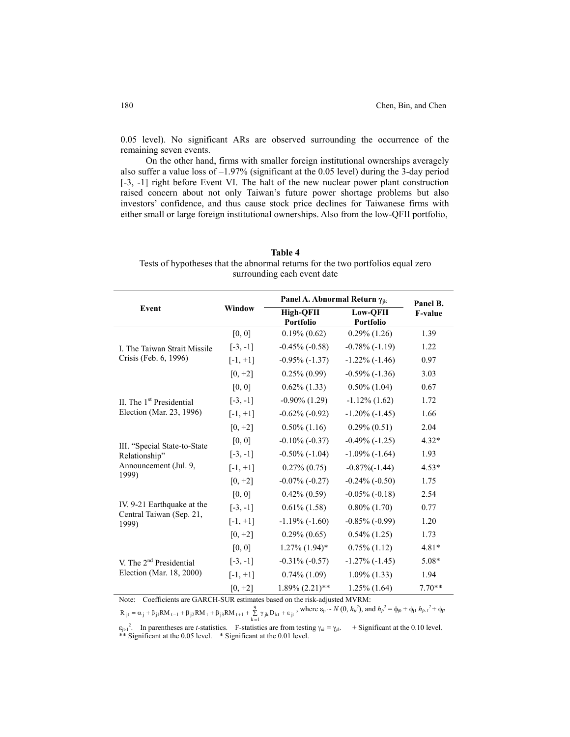0.05 level). No significant ARs are observed surrounding the occurrence of the remaining seven events.

On the other hand, firms with smaller foreign institutional ownerships averagely also suffer a value loss of –1.97% (significant at the 0.05 level) during the 3-day period [-3, -1] right before Event VI. The halt of the new nuclear power plant construction raised concern about not only Taiwan's future power shortage problems but also investors' confidence, and thus cause stock price declines for Taiwanese firms with either small or large foreign institutional ownerships. Also from the low-QFII portfolio,

**Table 4**
Tests of hypotheses that the abnormal returns for the two portfolios equal zero surrounding each event date

| Event | Window | Panel A. Abnormal Return $\gamma_{jk}$ | | Panel B. F-value |
|---|---|---|---|---|
| | | High-QFII Portfolio | Low-QFII Portfolio | |
| I. The Taiwan Strait Missile Crisis (Feb. 6, 1996) | [0, 0] | 0.19% (0.62) | 0.29% (1.26) | 1.39 |
| | [-3, -1] | -0.45% (-0.58) | -0.78% (-1.19) | 1.22 |
| | [-1, +1] | -0.95% (-1.37) | -1.22% (-1.46) | 0.97 |
| | [0, +2] | 0.25% (0.99) | -0.59% (-1.36) | 3.03 |
| II. The 1st Presidential Election (Mar. 23, 1996) | [0, 0] | 0.62% (1.33) | 0.50% (1.04) | 0.67 |
| | [-3, -1] | -0.90% (1.29) | -1.12% (1.62) | 1.72 |
| | [-1, +1] | -0.62% (-0.92) | -1.20% (-1.45) | 1.66 |
| | [0, +2] | 0.50% (1.16) | 0.29% (0.51) | 2.04 |
| III. "Special State-to-State Relationship" Announcement (Jul. 9, 1999) | [0, 0] | -0.10% (-0.37) | -0.49% (-1.25) | 4.32* |
| | [-3, -1] | -0.50% (-1.04) | -1.09% (-1.64) | 1.93 |
| | [-1, +1] | 0.27% (0.75) | -0.87%(-1.44) | 4.53* |
| | [0, +2] | -0.07% (-0.27) | -0.24% (-0.50) | 1.75 |
| IV. 9-21 Earthquake at the Central Taiwan (Sep. 21, 1999) | [0, 0] | 0.42% (0.59) | -0.05% (-0.18) | 2.54 |
| | [-3, -1] | 0.61% (1.58) | 0.80% (1.70) | 0.77 |
| | [-1, +1] | -1.19% (-1.60) | -0.85% (-0.99) | 1.20 |
| | [0, +2] | 0.29% (0.65) | 0.54% (1.25) | 1.73 |
| V. The 2nd Presidential Election (Mar. 18, 2000) | [0, 0] | 1.27% (1.94)* | 0.75% (1.12) | 4.81* |
| | [-3, -1] | -0.31% (-0.57) | -1.27% (-1.45) | 5.08* |
| | [-1, +1] | 0.74% (1.09) | 1.09% (1.33) | 1.94 |
| | [0, +2] | 1.89% (2.21)** | 1.25% (1.64) | 7.70** |

Note: Coefficients are GARCH-SUR estimates based on the risk-adjusted MVRM: $R_{jt} = \alpha_j + \beta_{j1}RM_{t-1} + \beta_{j2}RM_t + \beta_{j3}RM_{t+1} + \sum_{k=1}^{9}\gamma_{jk}D_{kt} + \varepsilon_{jt}$, where $\varepsilon_{jt} \sim N(0, h_{jt}^2)$, and $h_{jt}^2 = \phi_{j0} + \phi_{j1} h_{jt-1}^2 + \phi_{j2} \varepsilon_{jt-1}^2$. In parentheses are *t*-statistics. F-statistics are from testing $\gamma_{ik} = \gamma_{jk}$. + Significant at the 0.10 level. ** Significant at the 0.05 level. * Significant at the 0.01 level.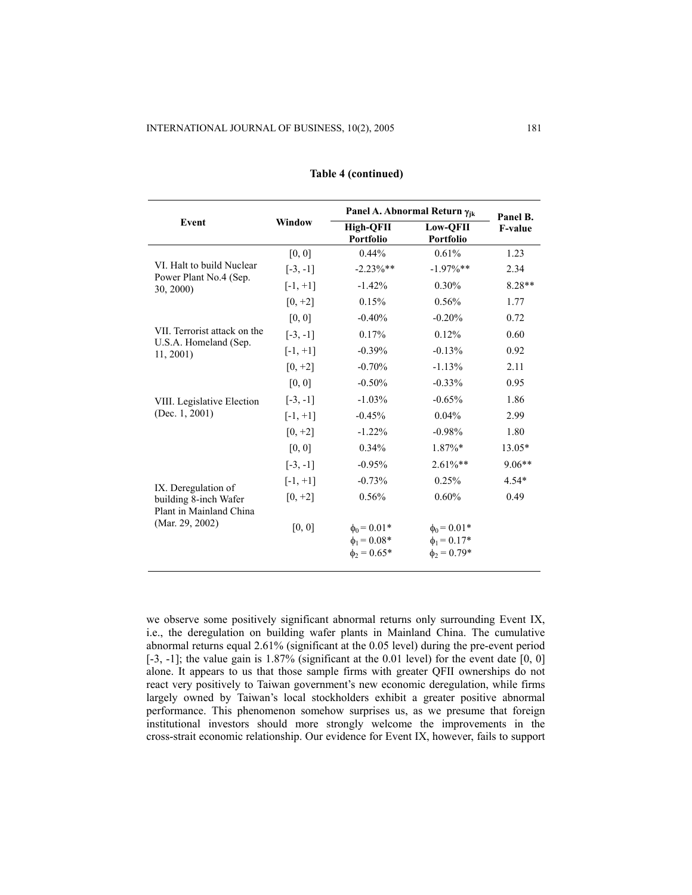**Table 4 (continued)**

| Event | Window | Panel A. Abnormal Return $\gamma_{jk}$ | | Panel B. F-value |
|---|---|---|---|---|
| | | High-QFII Portfolio | Low-QFII Portfolio | |
| VI. Halt to build Nuclear Power Plant No.4 (Sep. 30, 2000) | [0, 0] | 0.44% | 0.61% | 1.23 |
| | [-3, -1] | -2.23%** | -1.97%** | 2.34 |
| | [-1, +1] | -1.42% | 0.30% | 8.28** |
| | [0, +2] | 0.15% | 0.56% | 1.77 |
| VII. Terrorist attack on the U.S.A. Homeland (Sep. 11, 2001) | [0, 0] | -0.40% | -0.20% | 0.72 |
| | [-3, -1] | 0.17% | 0.12% | 0.60 |
| | [-1, +1] | -0.39% | -0.13% | 0.92 |
| | [0, +2] | -0.70% | -1.13% | 2.11 |
| VIII. Legislative Election (Dec. 1, 2001) | [0, 0] | -0.50% | -0.33% | 0.95 |
| | [-3, -1] | -1.03% | -0.65% | 1.86 |
| | [-1, +1] | -0.45% | 0.04% | 2.99 |
| | [0, +2] | -1.22% | -0.98% | 1.80 |
| IX. Deregulation of building 8-inch Wafer Plant in Mainland China (Mar. 29, 2002) | [0, 0] | 0.34% | 1.87%* | 13.05* |
| | [-3, -1] | -0.95% | 2.61%** | 9.06** |
| | [-1, +1] | -0.73% | 0.25% | 4.54* |
| | [0, +2] | 0.56% | 0.60% | 0.49 |
| | [0, 0] | $\phi_0 = 0.01$* <br> $\phi_1 = 0.08$* <br> $\phi_2 = 0.65$* | $\phi_0 = 0.01$* <br> $\phi_1 = 0.17$* <br> $\phi_2 = 0.79$* | |

we observe some positively significant abnormal returns only surrounding Event IX, i.e., the deregulation on building wafer plants in Mainland China. The cumulative abnormal returns equal 2.61% (significant at the 0.05 level) during the pre-event period [-3, -1]; the value gain is 1.87% (significant at the 0.01 level) for the event date [0, 0] alone. It appears to us that those sample firms with greater QFII ownerships do not react very positively to Taiwan government's new economic deregulation, while firms largely owned by Taiwan's local stockholders exhibit a greater positive abnormal performance. This phenomenon somehow surprises us, as we presume that foreign institutional investors should more strongly welcome the improvements in the cross-strait economic relationship. Our evidence for Event IX, however, fails to support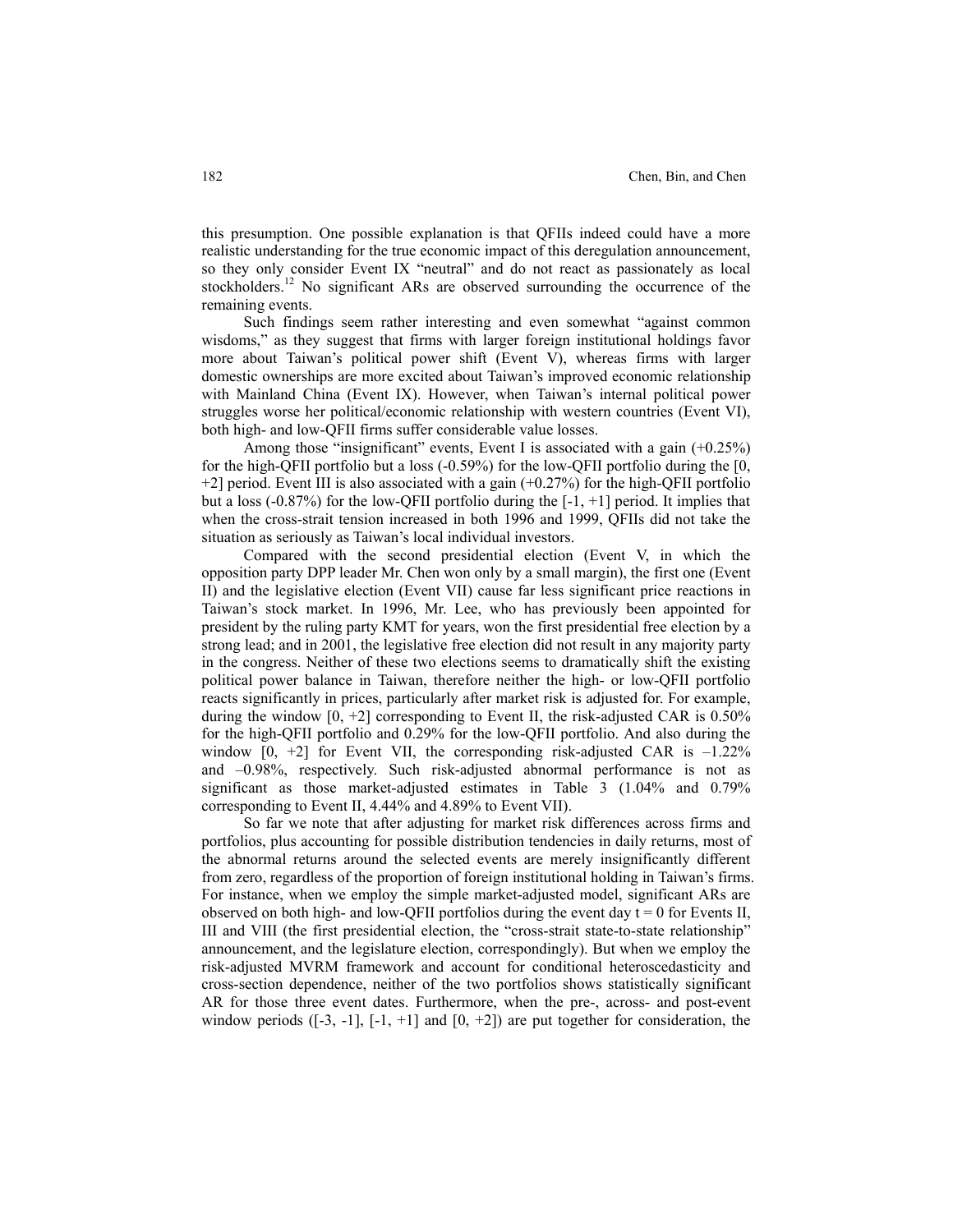this presumption. One possible explanation is that QFIIs indeed could have a more realistic understanding for the true economic impact of this deregulation announcement, so they only consider Event IX "neutral" and do not react as passionately as local stockholders.[12] No significant ARs are observed surrounding the occurrence of the remaining events.

Such findings seem rather interesting and even somewhat "against common wisdoms," as they suggest that firms with larger foreign institutional holdings favor more about Taiwan's political power shift (Event V), whereas firms with larger domestic ownerships are more excited about Taiwan's improved economic relationship with Mainland China (Event IX). However, when Taiwan's internal political power struggles worse her political/economic relationship with western countries (Event VI), both high- and low-QFII firms suffer considerable value losses.

Among those "insignificant" events, Event I is associated with a gain (+0.25%) for the high-QFII portfolio but a loss (-0.59%) for the low-QFII portfolio during the [0, +2] period. Event III is also associated with a gain (+0.27%) for the high-QFII portfolio but a loss (-0.87%) for the low-QFII portfolio during the [-1, +1] period. It implies that when the cross-strait tension increased in both 1996 and 1999, QFIIs did not take the situation as seriously as Taiwan's local individual investors.

Compared with the second presidential election (Event V, in which the opposition party DPP leader Mr. Chen won only by a small margin), the first one (Event II) and the legislative election (Event VII) cause far less significant price reactions in Taiwan's stock market. In 1996, Mr. Lee, who has previously been appointed for president by the ruling party KMT for years, won the first presidential free election by a strong lead; and in 2001, the legislative free election did not result in any majority party in the congress. Neither of these two elections seems to dramatically shift the existing political power balance in Taiwan, therefore neither the high- or low-QFII portfolio reacts significantly in prices, particularly after market risk is adjusted for. For example, during the window [0, +2] corresponding to Event II, the risk-adjusted CAR is 0.50% for the high-QFII portfolio and 0.29% for the low-QFII portfolio. And also during the window [0, +2] for Event VII, the corresponding risk-adjusted CAR is –1.22% and –0.98%, respectively. Such risk-adjusted abnormal performance is not as significant as those market-adjusted estimates in Table 3 (1.04% and 0.79% corresponding to Event II, 4.44% and 4.89% to Event VII).

So far we note that after adjusting for market risk differences across firms and portfolios, plus accounting for possible distribution tendencies in daily returns, most of the abnormal returns around the selected events are merely insignificantly different from zero, regardless of the proportion of foreign institutional holding in Taiwan's firms. For instance, when we employ the simple market-adjusted model, significant ARs are observed on both high- and low-QFII portfolios during the event day $t = 0$ for Events II, III and VIII (the first presidential election, the "cross-strait state-to-state relationship" announcement, and the legislature election, correspondingly). But when we employ the risk-adjusted MVRM framework and account for conditional heteroscedasticity and cross-section dependence, neither of the two portfolios shows statistically significant AR for those three event dates. Furthermore, when the pre-, across- and post-event window periods ([-3, -1], [-1, +1] and [0, +2]) are put together for consideration, the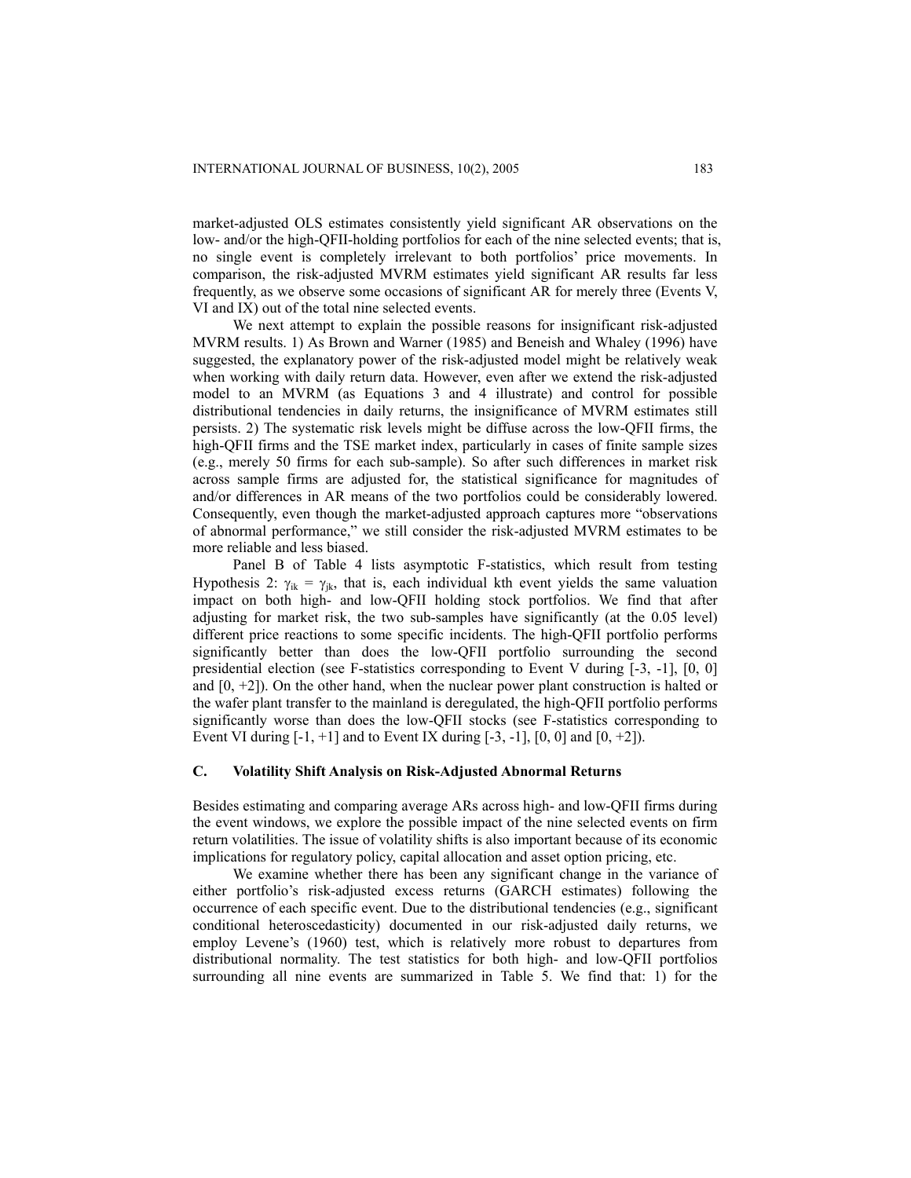market-adjusted OLS estimates consistently yield significant AR observations on the low- and/or the high-QFII-holding portfolios for each of the nine selected events; that is, no single event is completely irrelevant to both portfolios' price movements. In comparison, the risk-adjusted MVRM estimates yield significant AR results far less frequently, as we observe some occasions of significant AR for merely three (Events V, VI and IX) out of the total nine selected events.

We next attempt to explain the possible reasons for insignificant risk-adjusted MVRM results. 1) As Brown and Warner (1985) and Beneish and Whaley (1996) have suggested, the explanatory power of the risk-adjusted model might be relatively weak when working with daily return data. However, even after we extend the risk-adjusted model to an MVRM (as Equations 3 and 4 illustrate) and control for possible distributional tendencies in daily returns, the insignificance of MVRM estimates still persists. 2) The systematic risk levels might be diffuse across the low-QFII firms, the high-QFII firms and the TSE market index, particularly in cases of finite sample sizes (e.g., merely 50 firms for each sub-sample). So after such differences in market risk across sample firms are adjusted for, the statistical significance for magnitudes of and/or differences in AR means of the two portfolios could be considerably lowered. Consequently, even though the market-adjusted approach captures more "observations of abnormal performance," we still consider the risk-adjusted MVRM estimates to be more reliable and less biased.

Panel B of Table 4 lists asymptotic F-statistics, which result from testing Hypothesis 2: $\gamma_{ik} = \gamma_{jk}$, that is, each individual kth event yields the same valuation impact on both high- and low-QFII holding stock portfolios. We find that after adjusting for market risk, the two sub-samples have significantly (at the 0.05 level) different price reactions to some specific incidents. The high-QFII portfolio performs significantly better than does the low-QFII portfolio surrounding the second presidential election (see F-statistics corresponding to Event V during [-3, -1], [0, 0] and [0, +2]). On the other hand, when the nuclear power plant construction is halted or the wafer plant transfer to the mainland is deregulated, the high-QFII portfolio performs significantly worse than does the low-QFII stocks (see F-statistics corresponding to Event VI during [-1, +1] and to Event IX during [-3, -1], [0, 0] and [0, +2]).

### C. Volatility Shift Analysis on Risk-Adjusted Abnormal Returns

Besides estimating and comparing average ARs across high- and low-QFII firms during the event windows, we explore the possible impact of the nine selected events on firm return volatilities. The issue of volatility shifts is also important because of its economic implications for regulatory policy, capital allocation and asset option pricing, etc.

We examine whether there has been any significant change in the variance of either portfolio's risk-adjusted excess returns (GARCH estimates) following the occurrence of each specific event. Due to the distributional tendencies (e.g., significant conditional heteroscedasticity) documented in our risk-adjusted daily returns, we employ Levene's (1960) test, which is relatively more robust to departures from distributional normality. The test statistics for both high- and low-QFII portfolios surrounding all nine events are summarized in Table 5. We find that: 1) for the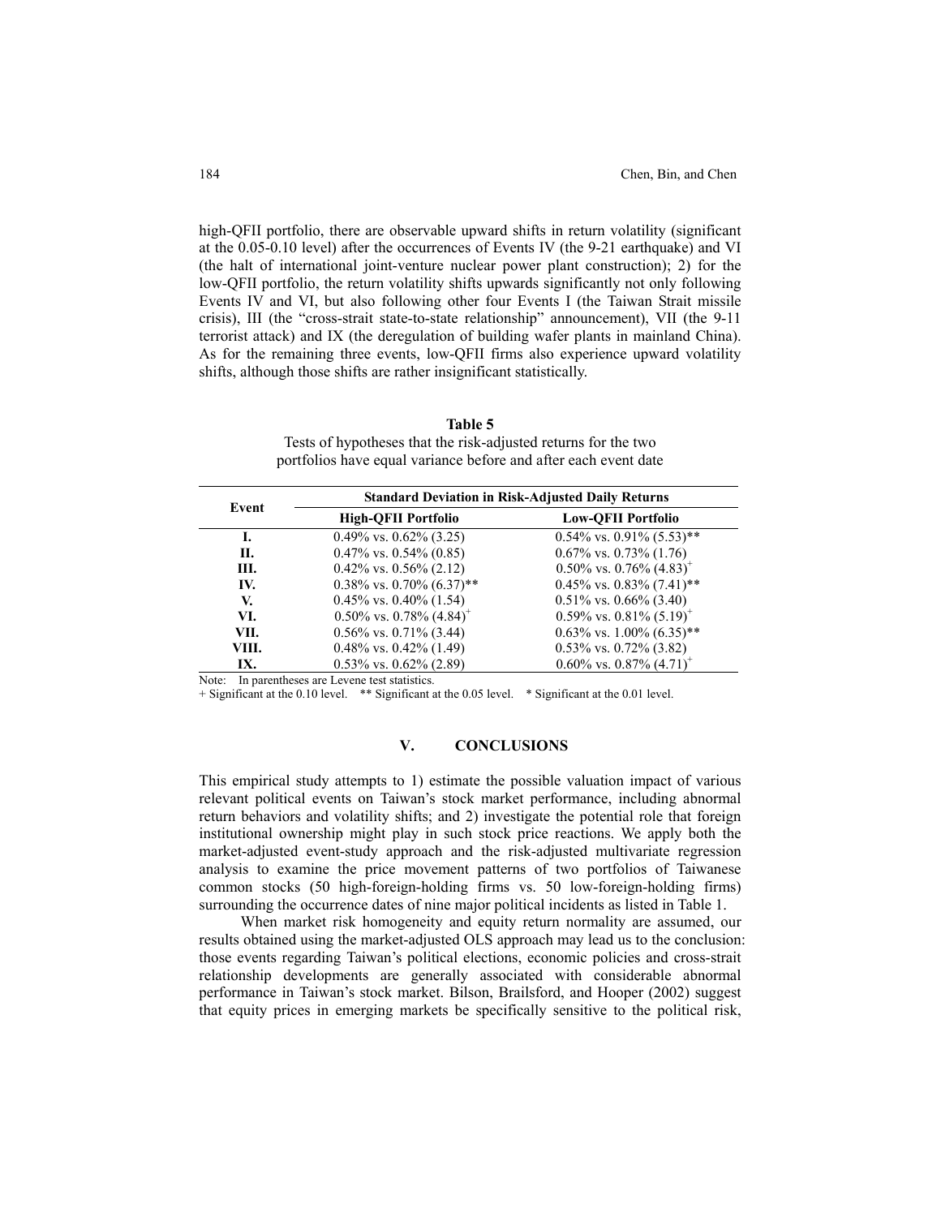high-QFII portfolio, there are observable upward shifts in return volatility (significant at the 0.05-0.10 level) after the occurrences of Events IV (the 9-21 earthquake) and VI (the halt of international joint-venture nuclear power plant construction); 2) for the low-QFII portfolio, the return volatility shifts upwards significantly not only following Events IV and VI, but also following other four Events I (the Taiwan Strait missile crisis), III (the "cross-strait state-to-state relationship" announcement), VII (the 9-11 terrorist attack) and IX (the deregulation of building wafer plants in mainland China). As for the remaining three events, low-QFII firms also experience upward volatility shifts, although those shifts are rather insignificant statistically.

**Table 5**

Tests of hypotheses that the risk-adjusted returns for the two portfolios have equal variance before and after each event date

| Event | Standard Deviation in Risk-Adjusted Daily Returns | |
|---|---|---|
| | **High-QFII Portfolio** | **Low-QFII Portfolio** |
| **I.** | 0.49% vs. 0.62% (3.25) | 0.54% vs. 0.91% (5.53)** |
| **II.** | 0.47% vs. 0.54% (0.85) | 0.67% vs. 0.73% (1.76) |
| **III.** | 0.42% vs. 0.56% (2.12) | 0.50% vs. 0.76% (4.83)+ |
| **IV.** | 0.38% vs. 0.70% (6.37)** | 0.45% vs. 0.83% (7.41)** |
| **V.** | 0.45% vs. 0.40% (1.54) | 0.51% vs. 0.66% (3.40) |
| **VI.** | 0.50% vs. 0.78% (4.84)+ | 0.59% vs. 0.81% (5.19)+ |
| **VII.** | 0.56% vs. 0.71% (3.44) | 0.63% vs. 1.00% (6.35)** |
| **VIII.** | 0.48% vs. 0.42% (1.49) | 0.53% vs. 0.72% (3.82) |
| **IX.** | 0.53% vs. 0.62% (2.89) | 0.60% vs. 0.87% (4.71)+ |

Note: In parentheses are Levene test statistics.
+ Significant at the 0.10 level. ** Significant at the 0.05 level. * Significant at the 0.01 level.

## V. CONCLUSIONS

This empirical study attempts to 1) estimate the possible valuation impact of various relevant political events on Taiwan's stock market performance, including abnormal return behaviors and volatility shifts; and 2) investigate the potential role that foreign institutional ownership might play in such stock price reactions. We apply both the market-adjusted event-study approach and the risk-adjusted multivariate regression analysis to examine the price movement patterns of two portfolios of Taiwanese common stocks (50 high-foreign-holding firms vs. 50 low-foreign-holding firms) surrounding the occurrence dates of nine major political incidents as listed in Table 1.

When market risk homogeneity and equity return normality are assumed, our results obtained using the market-adjusted OLS approach may lead us to the conclusion: those events regarding Taiwan's political elections, economic policies and cross-strait relationship developments are generally associated with considerable abnormal performance in Taiwan's stock market. Bilson, Brailsford, and Hooper (2002) suggest that equity prices in emerging markets be specifically sensitive to the political risk,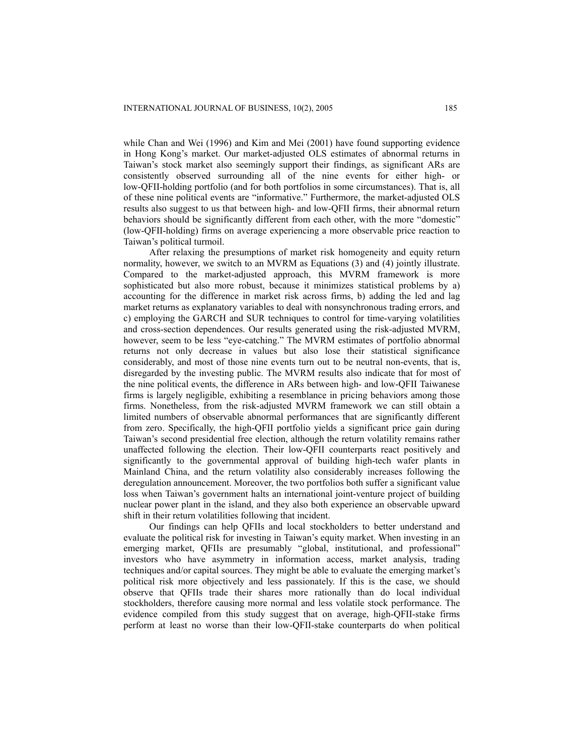while Chan and Wei (1996) and Kim and Mei (2001) have found supporting evidence in Hong Kong's market. Our market-adjusted OLS estimates of abnormal returns in Taiwan's stock market also seemingly support their findings, as significant ARs are consistently observed surrounding all of the nine events for either high- or low-QFII-holding portfolio (and for both portfolios in some circumstances). That is, all of these nine political events are "informative." Furthermore, the market-adjusted OLS results also suggest to us that between high- and low-QFII firms, their abnormal return behaviors should be significantly different from each other, with the more "domestic" (low-QFII-holding) firms on average experiencing a more observable price reaction to Taiwan's political turmoil.

After relaxing the presumptions of market risk homogeneity and equity return normality, however, we switch to an MVRM as Equations (3) and (4) jointly illustrate. Compared to the market-adjusted approach, this MVRM framework is more sophisticated but also more robust, because it minimizes statistical problems by a) accounting for the difference in market risk across firms, b) adding the led and lag market returns as explanatory variables to deal with nonsynchronous trading errors, and c) employing the GARCH and SUR techniques to control for time-varying volatilities and cross-section dependences. Our results generated using the risk-adjusted MVRM, however, seem to be less "eye-catching." The MVRM estimates of portfolio abnormal returns not only decrease in values but also lose their statistical significance considerably, and most of those nine events turn out to be neutral non-events, that is, disregarded by the investing public. The MVRM results also indicate that for most of the nine political events, the difference in ARs between high- and low-QFII Taiwanese firms is largely negligible, exhibiting a resemblance in pricing behaviors among those firms. Nonetheless, from the risk-adjusted MVRM framework we can still obtain a limited numbers of observable abnormal performances that are significantly different from zero. Specifically, the high-QFII portfolio yields a significant price gain during Taiwan's second presidential free election, although the return volatility remains rather unaffected following the election. Their low-QFII counterparts react positively and significantly to the governmental approval of building high-tech wafer plants in Mainland China, and the return volatility also considerably increases following the deregulation announcement. Moreover, the two portfolios both suffer a significant value loss when Taiwan's government halts an international joint-venture project of building nuclear power plant in the island, and they also both experience an observable upward shift in their return volatilities following that incident.

Our findings can help QFIIs and local stockholders to better understand and evaluate the political risk for investing in Taiwan's equity market. When investing in an emerging market, QFIIs are presumably "global, institutional, and professional" investors who have asymmetry in information access, market analysis, trading techniques and/or capital sources. They might be able to evaluate the emerging market's political risk more objectively and less passionately. If this is the case, we should observe that QFIIs trade their shares more rationally than do local individual stockholders, therefore causing more normal and less volatile stock performance. The evidence compiled from this study suggest that on average, high-QFII-stake firms perform at least no worse than their low-QFII-stake counterparts do when political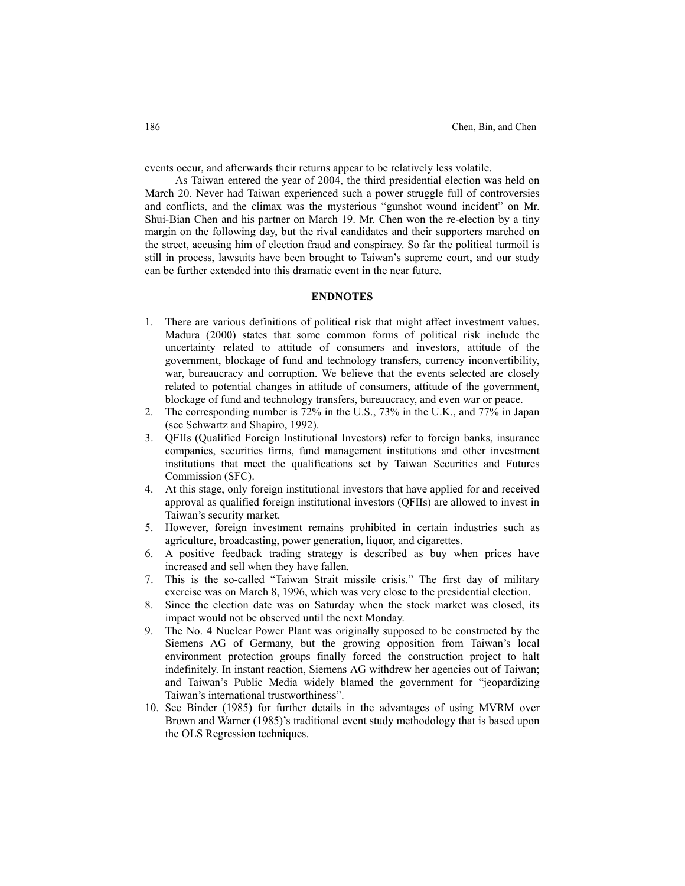events occur, and afterwards their returns appear to be relatively less volatile.

As Taiwan entered the year of 2004, the third presidential election was held on March 20. Never had Taiwan experienced such a power struggle full of controversies and conflicts, and the climax was the mysterious "gunshot wound incident" on Mr. Shui-Bian Chen and his partner on March 19. Mr. Chen won the re-election by a tiny margin on the following day, but the rival candidates and their supporters marched on the street, accusing him of election fraud and conspiracy. So far the political turmoil is still in process, lawsuits have been brought to Taiwan's supreme court, and our study can be further extended into this dramatic event in the near future.

## ENDNOTES

1. There are various definitions of political risk that might affect investment values. Madura (2000) states that some common forms of political risk include the uncertainty related to attitude of consumers and investors, attitude of the government, blockage of fund and technology transfers, currency inconvertibility, war, bureaucracy and corruption. We believe that the events selected are closely related to potential changes in attitude of consumers, attitude of the government, blockage of fund and technology transfers, bureaucracy, and even war or peace.
2. The corresponding number is 72% in the U.S., 73% in the U.K., and 77% in Japan (see Schwartz and Shapiro, 1992).
3. QFIIs (Qualified Foreign Institutional Investors) refer to foreign banks, insurance companies, securities firms, fund management institutions and other investment institutions that meet the qualifications set by Taiwan Securities and Futures Commission (SFC).
4. At this stage, only foreign institutional investors that have applied for and received approval as qualified foreign institutional investors (QFIIs) are allowed to invest in Taiwan's security market.
5. However, foreign investment remains prohibited in certain industries such as agriculture, broadcasting, power generation, liquor, and cigarettes.
6. A positive feedback trading strategy is described as buy when prices have increased and sell when they have fallen.
7. This is the so-called "Taiwan Strait missile crisis." The first day of military exercise was on March 8, 1996, which was very close to the presidential election.
8. Since the election date was on Saturday when the stock market was closed, its impact would not be observed until the next Monday.
9. The No. 4 Nuclear Power Plant was originally supposed to be constructed by the Siemens AG of Germany, but the growing opposition from Taiwan's local environment protection groups finally forced the construction project to halt indefinitely. In instant reaction, Siemens AG withdrew her agencies out of Taiwan; and Taiwan's Public Media widely blamed the government for "jeopardizing Taiwan's international trustworthiness".
10. See Binder (1985) for further details in the advantages of using MVRM over Brown and Warner (1985)'s traditional event study methodology that is based upon the OLS Regression techniques.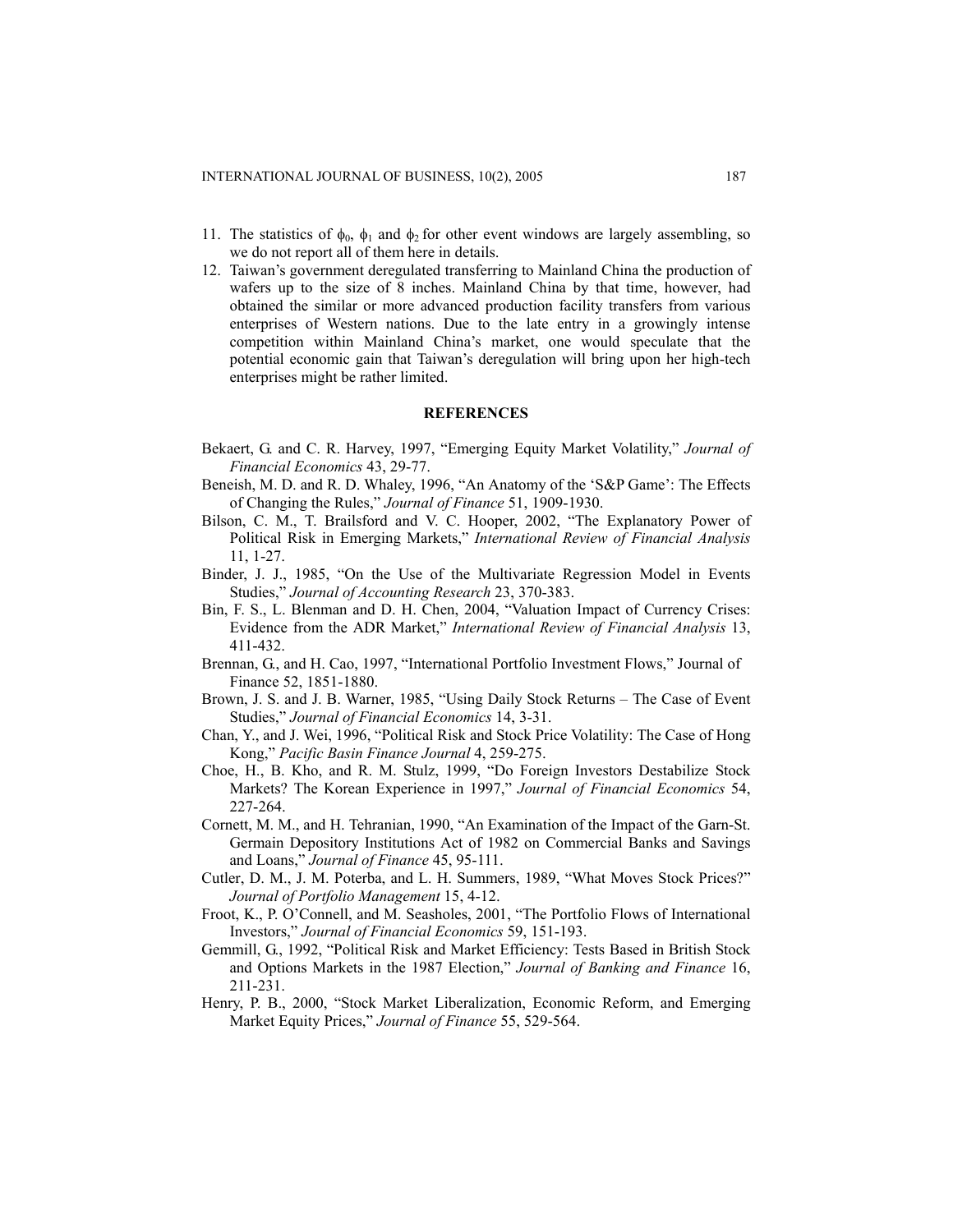11. The statistics of $\phi_0$, $\phi_1$ and $\phi_2$ for other event windows are largely assembling, so we do not report all of them here in details.
12. Taiwan's government deregulated transferring to Mainland China the production of wafers up to the size of 8 inches. Mainland China by that time, however, had obtained the similar or more advanced production facility transfers from various enterprises of Western nations. Due to the late entry in a growingly intense competition within Mainland China's market, one would speculate that the potential economic gain that Taiwan's deregulation will bring upon her high-tech enterprises might be rather limited.

## REFERENCES

Bekaert, G. and C. R. Harvey, 1997, "Emerging Equity Market Volatility," *Journal of Financial Economics* 43, 29-77.

Beneish, M. D. and R. D. Whaley, 1996, "An Anatomy of the 'S&P Game': The Effects of Changing the Rules," *Journal of Finance* 51, 1909-1930.

Bilson, C. M., T. Brailsford and V. C. Hooper, 2002, "The Explanatory Power of Political Risk in Emerging Markets," *International Review of Financial Analysis* 11, 1-27.

Binder, J. J., 1985, "On the Use of the Multivariate Regression Model in Events Studies," *Journal of Accounting Research* 23, 370-383.

Bin, F. S., L. Blenman and D. H. Chen, 2004, "Valuation Impact of Currency Crises: Evidence from the ADR Market," *International Review of Financial Analysis* 13, 411-432.

Brennan, G., and H. Cao, 1997, "International Portfolio Investment Flows," Journal of Finance 52, 1851-1880.

Brown, J. S. and J. B. Warner, 1985, "Using Daily Stock Returns – The Case of Event Studies," *Journal of Financial Economics* 14, 3-31.

Chan, Y., and J. Wei, 1996, "Political Risk and Stock Price Volatility: The Case of Hong Kong," *Pacific Basin Finance Journal* 4, 259-275.

Choe, H., B. Kho, and R. M. Stulz, 1999, "Do Foreign Investors Destabilize Stock Markets? The Korean Experience in 1997," *Journal of Financial Economics* 54, 227-264.

Cornett, M. M., and H. Tehranian, 1990, "An Examination of the Impact of the Garn-St. Germain Depository Institutions Act of 1982 on Commercial Banks and Savings and Loans," *Journal of Finance* 45, 95-111.

Cutler, D. M., J. M. Poterba, and L. H. Summers, 1989, "What Moves Stock Prices?" *Journal of Portfolio Management* 15, 4-12.

Froot, K., P. O'Connell, and M. Seasholes, 2001, "The Portfolio Flows of International Investors," *Journal of Financial Economics* 59, 151-193.

Gemmill, G., 1992, "Political Risk and Market Efficiency: Tests Based in British Stock and Options Markets in the 1987 Election," *Journal of Banking and Finance* 16, 211-231.

Henry, P. B., 2000, "Stock Market Liberalization, Economic Reform, and Emerging Market Equity Prices," *Journal of Finance* 55, 529-564.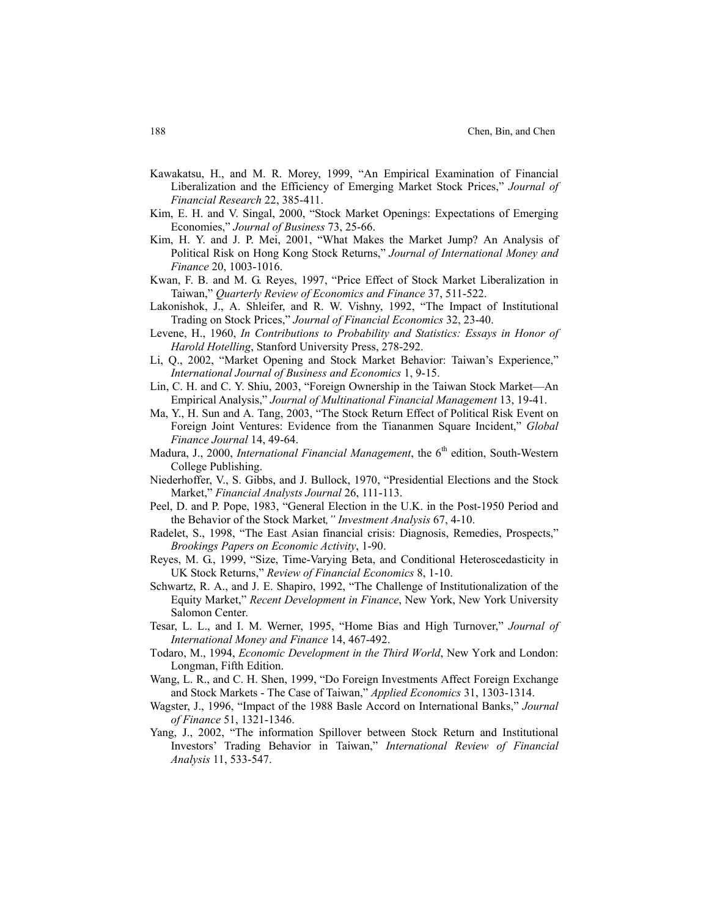Kawakatsu, H., and M. R. Morey, 1999, "An Empirical Examination of Financial Liberalization and the Efficiency of Emerging Market Stock Prices," *Journal of Financial Research* 22, 385-411.

Kim, E. H. and V. Singal, 2000, "Stock Market Openings: Expectations of Emerging Economies," *Journal of Business* 73, 25-66.

Kim, H. Y. and J. P. Mei, 2001, "What Makes the Market Jump? An Analysis of Political Risk on Hong Kong Stock Returns," *Journal of International Money and Finance* 20, 1003-1016.

Kwan, F. B. and M. G. Reyes, 1997, "Price Effect of Stock Market Liberalization in Taiwan," *Quarterly Review of Economics and Finance* 37, 511-522.

Lakonishok, J., A. Shleifer, and R. W. Vishny, 1992, "The Impact of Institutional Trading on Stock Prices," *Journal of Financial Economics* 32, 23-40.

Levene, H., 1960, *In Contributions to Probability and Statistics: Essays in Honor of Harold Hotelling*, Stanford University Press, 278-292.

Li, Q., 2002, "Market Opening and Stock Market Behavior: Taiwan's Experience," *International Journal of Business and Economics* 1, 9-15.

Lin, C. H. and C. Y. Shiu, 2003, "Foreign Ownership in the Taiwan Stock Market—An Empirical Analysis," *Journal of Multinational Financial Management* 13, 19-41.

Ma, Y., H. Sun and A. Tang, 2003, "The Stock Return Effect of Political Risk Event on Foreign Joint Ventures: Evidence from the Tiananmen Square Incident," *Global Finance Journal* 14, 49-64.

Madura, J., 2000, *International Financial Management*, the 6th edition, South-Western College Publishing.

Niederhoffer, V., S. Gibbs, and J. Bullock, 1970, "Presidential Elections and the Stock Market," *Financial Analysts Journal* 26, 111-113.

Peel, D. and P. Pope, 1983, "General Election in the U.K. in the Post-1950 Period and the Behavior of the Stock Market," *Investment Analysis* 67, 4-10.

Radelet, S., 1998, "The East Asian financial crisis: Diagnosis, Remedies, Prospects," *Brookings Papers on Economic Activity*, 1-90.

Reyes, M. G., 1999, "Size, Time-Varying Beta, and Conditional Heteroscedasticity in UK Stock Returns," *Review of Financial Economics* 8, 1-10.

Schwartz, R. A., and J. E. Shapiro, 1992, "The Challenge of Institutionalization of the Equity Market," *Recent Development in Finance*, New York, New York University Salomon Center.

Tesar, L. L., and I. M. Werner, 1995, "Home Bias and High Turnover," *Journal of International Money and Finance* 14, 467-492.

Todaro, M., 1994, *Economic Development in the Third World*, New York and London: Longman, Fifth Edition.

Wang, L. R., and C. H. Shen, 1999, "Do Foreign Investments Affect Foreign Exchange and Stock Markets - The Case of Taiwan," *Applied Economics* 31, 1303-1314.

Wagster, J., 1996, "Impact of the 1988 Basle Accord on International Banks," *Journal of Finance* 51, 1321-1346.

Yang, J., 2002, "The information Spillover between Stock Return and Institutional Investors' Trading Behavior in Taiwan," *International Review of Financial Analysis* 11, 533-547.